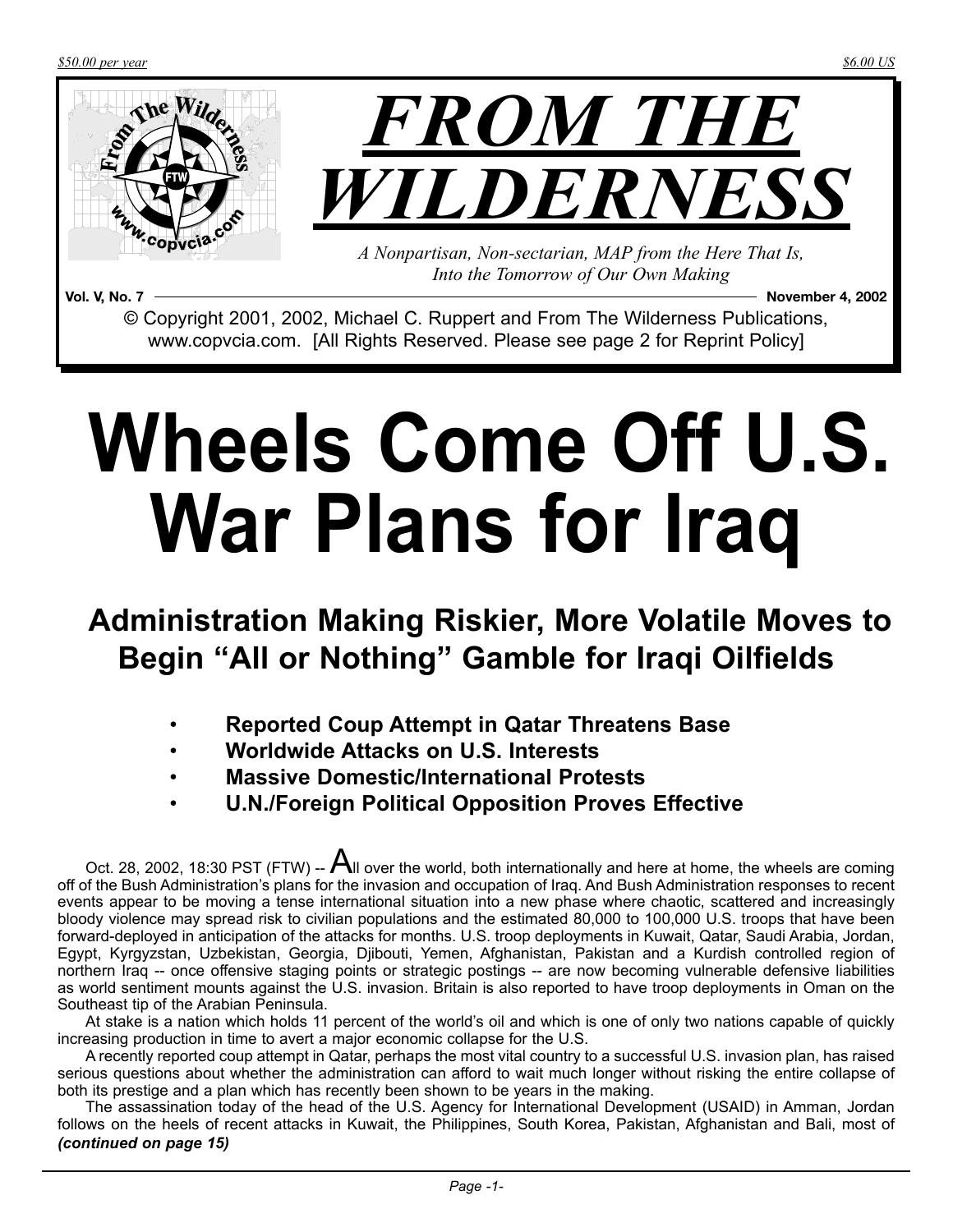$50.00 per year

$6.00 US

# FROM THE WILDERNESS

*A Nonpartisan, Non-sectarian, MAP from the Here That Is, Into the Tomorrow of Our Own Making*

**Vol. V, No. 7** — **November 4, 2002**

© Copyright 2001, 2002, Michael C. Ruppert and From The Wilderness Publications, www.copvcia.com. [All Rights Reserved. Please see page 2 for Reprint Policy]

# Wheels Come Off U.S. War Plans for Iraq

## Administration Making Riskier, More Volatile Moves to Begin "All or Nothing" Gamble for Iraqi Oilfields

- **Reported Coup Attempt in Qatar Threatens Base**
- **Worldwide Attacks on U.S. Interests**
- **Massive Domestic/International Protests**
- **U.N./Foreign Political Opposition Proves Effective**

Oct. 28, 2002, 18:30 PST (FTW) -- All over the world, both internationally and here at home, the wheels are coming off of the Bush Administration's plans for the invasion and occupation of Iraq. And Bush Administration responses to recent events appear to be moving a tense international situation into a new phase where chaotic, scattered and increasingly bloody violence may spread risk to civilian populations and the estimated 80,000 to 100,000 U.S. troops that have been forward-deployed in anticipation of the attacks for months. U.S. troop deployments in Kuwait, Qatar, Saudi Arabia, Jordan, Egypt, Kyrgyzstan, Uzbekistan, Georgia, Djibouti, Yemen, Afghanistan, Pakistan and a Kurdish controlled region of northern Iraq -- once offensive staging points or strategic postings -- are now becoming vulnerable defensive liabilities as world sentiment mounts against the U.S. invasion. Britain is also reported to have troop deployments in Oman on the Southeast tip of the Arabian Peninsula.

At stake is a nation which holds 11 percent of the world's oil and which is one of only two nations capable of quickly increasing production in time to avert a major economic collapse for the U.S.

A recently reported coup attempt in Qatar, perhaps the most vital country to a successful U.S. invasion plan, has raised serious questions about whether the administration can afford to wait much longer without risking the entire collapse of both its prestige and a plan which has recently been shown to be years in the making.

The assassination today of the head of the U.S. Agency for International Development (USAID) in Amman, Jordan follows on the heels of recent attacks in Kuwait, the Philippines, South Korea, Pakistan, Afghanistan and Bali, most of

***(continued on page 15)***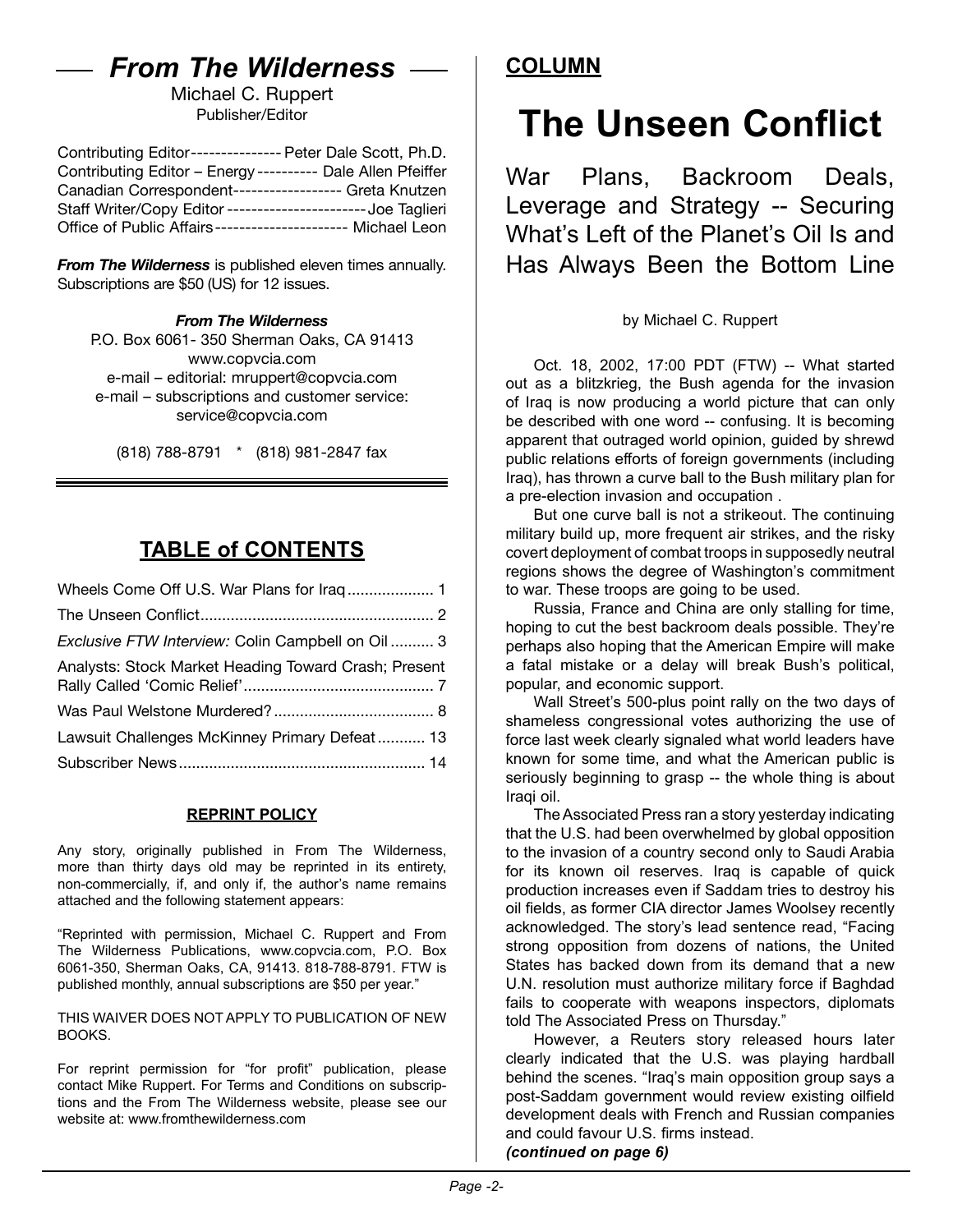# From The Wilderness

Michael C. Ruppert
Publisher/Editor

Contributing Editor--------------- Peter Dale Scott, Ph.D.
Contributing Editor – Energy ---------- Dale Allen Pfeiffer
Canadian Correspondent------------------ Greta Knutzen
Staff Writer/Copy Editor -----------------------Joe Taglieri
Office of Public Affairs---------------------- Michael Leon

***From The Wilderness*** is published eleven times annually. Subscriptions are $50 (US) for 12 issues.

***From The Wilderness***
P.O. Box 6061- 350 Sherman Oaks, CA 91413
www.copvcia.com
e-mail – editorial: mruppert@copvcia.com
e-mail – subscriptions and customer service:
service@copvcia.com

(818) 788-8791 * (818) 981-2847 fax

## TABLE of CONTENTS

Wheels Come Off U.S. War Plans for Iraq .................... 1
The Unseen Conflict...................................................... 2
*Exclusive FTW Interview:* Colin Campbell on Oil .......... 3
Analysts: Stock Market Heading Toward Crash; Present Rally Called 'Comic Relief'............................................ 7
Was Paul Welstone Murdered? ..................................... 8
Lawsuit Challenges McKinney Primary Defeat........... 13
Subscriber News......................................................... 14

### REPRINT POLICY

Any story, originally published in From The Wilderness, more than thirty days old may be reprinted in its entirety, non-commercially, if, and only if, the author's name remains attached and the following statement appears:

"Reprinted with permission, Michael C. Ruppert and From The Wilderness Publications, www.copvcia.com, P.O. Box 6061-350, Sherman Oaks, CA, 91413. 818-788-8791. FTW is published monthly, annual subscriptions are $50 per year."

THIS WAIVER DOES NOT APPLY TO PUBLICATION OF NEW BOOKS.

For reprint permission for "for profit" publication, please contact Mike Ruppert. For Terms and Conditions on subscriptions and the From The Wilderness website, please see our website at: www.fromthewilderness.com

**COLUMN**

# The Unseen Conflict

## War Plans, Backroom Deals, Leverage and Strategy -- Securing What's Left of the Planet's Oil Is and Has Always Been the Bottom Line

by Michael C. Ruppert

Oct. 18, 2002, 17:00 PDT (FTW) -- What started out as a blitzkrieg, the Bush agenda for the invasion of Iraq is now producing a world picture that can only be described with one word -- confusing. It is becoming apparent that outraged world opinion, guided by shrewd public relations efforts of foreign governments (including Iraq), has thrown a curve ball to the Bush military plan for a pre-election invasion and occupation .

But one curve ball is not a strikeout. The continuing military build up, more frequent air strikes, and the risky covert deployment of combat troops in supposedly neutral regions shows the degree of Washington's commitment to war. These troops are going to be used.

Russia, France and China are only stalling for time, hoping to cut the best backroom deals possible. They're perhaps also hoping that the American Empire will make a fatal mistake or a delay will break Bush's political, popular, and economic support.

Wall Street's 500-plus point rally on the two days of shameless congressional votes authorizing the use of force last week clearly signaled what world leaders have known for some time, and what the American public is seriously beginning to grasp -- the whole thing is about Iraqi oil.

The Associated Press ran a story yesterday indicating that the U.S. had been overwhelmed by global opposition to the invasion of a country second only to Saudi Arabia for its known oil reserves. Iraq is capable of quick production increases even if Saddam tries to destroy his oil fields, as former CIA director James Woolsey recently acknowledged. The story's lead sentence read, "Facing strong opposition from dozens of nations, the United States has backed down from its demand that a new U.N. resolution must authorize military force if Baghdad fails to cooperate with weapons inspectors, diplomats told The Associated Press on Thursday."

However, a Reuters story released hours later clearly indicated that the U.S. was playing hardball behind the scenes. "Iraq's main opposition group says a post-Saddam government would review existing oilfield development deals with French and Russian companies and could favour U.S. firms instead.

***(continued on page 6)***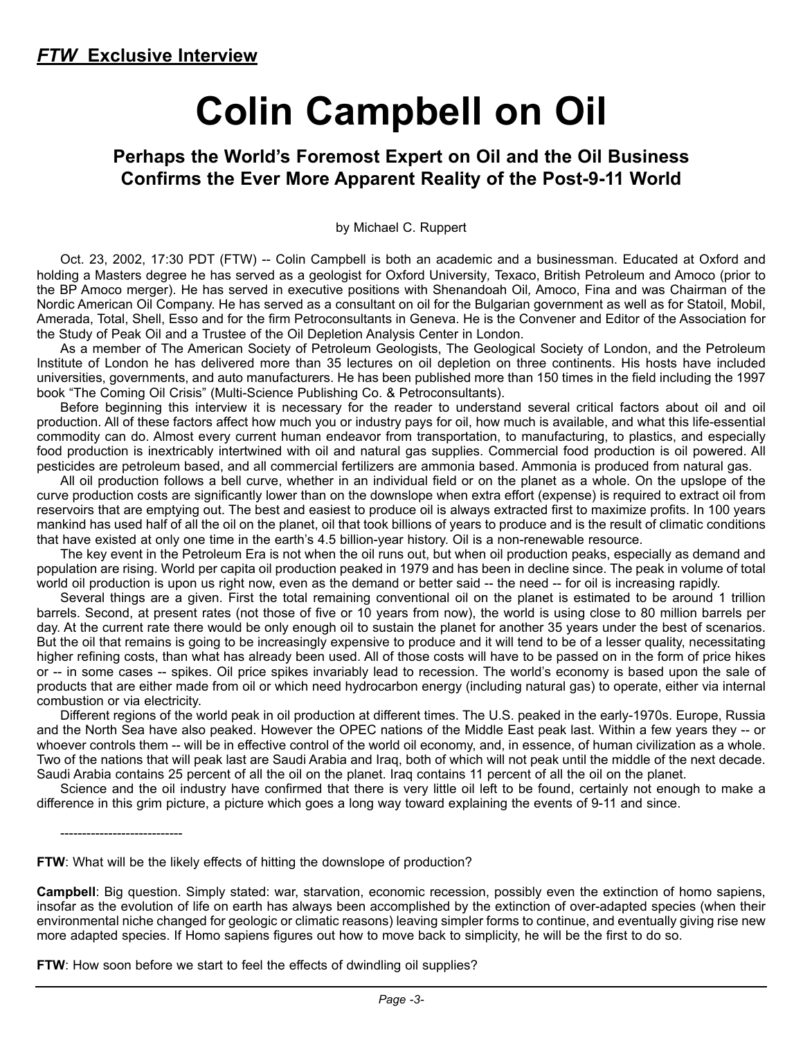***FTW* Exclusive Interview**

# Colin Campbell on Oil

### Perhaps the World's Foremost Expert on Oil and the Oil Business Confirms the Ever More Apparent Reality of the Post-9-11 World

by Michael C. Ruppert

Oct. 23, 2002, 17:30 PDT (FTW) -- Colin Campbell is both an academic and a businessman. Educated at Oxford and holding a Masters degree he has served as a geologist for Oxford University, Texaco, British Petroleum and Amoco (prior to the BP Amoco merger). He has served in executive positions with Shenandoah Oil, Amoco, Fina and was Chairman of the Nordic American Oil Company. He has served as a consultant on oil for the Bulgarian government as well as for Statoil, Mobil, Amerada, Total, Shell, Esso and for the firm Petroconsultants in Geneva. He is the Convener and Editor of the Association for the Study of Peak Oil and a Trustee of the Oil Depletion Analysis Center in London.

As a member of The American Society of Petroleum Geologists, The Geological Society of London, and the Petroleum Institute of London he has delivered more than 35 lectures on oil depletion on three continents. His hosts have included universities, governments, and auto manufacturers. He has been published more than 150 times in the field including the 1997 book "The Coming Oil Crisis" (Multi-Science Publishing Co. & Petroconsultants).

Before beginning this interview it is necessary for the reader to understand several critical factors about oil and oil production. All of these factors affect how much you or industry pays for oil, how much is available, and what this life-essential commodity can do. Almost every current human endeavor from transportation, to manufacturing, to plastics, and especially food production is inextricably intertwined with oil and natural gas supplies. Commercial food production is oil powered. All pesticides are petroleum based, and all commercial fertilizers are ammonia based. Ammonia is produced from natural gas.

All oil production follows a bell curve, whether in an individual field or on the planet as a whole. On the upslope of the curve production costs are significantly lower than on the downslope when extra effort (expense) is required to extract oil from reservoirs that are emptying out. The best and easiest to produce oil is always extracted first to maximize profits. In 100 years mankind has used half of all the oil on the planet, oil that took billions of years to produce and is the result of climatic conditions that have existed at only one time in the earth's 4.5 billion-year history. Oil is a non-renewable resource.

The key event in the Petroleum Era is not when the oil runs out, but when oil production peaks, especially as demand and population are rising. World per capita oil production peaked in 1979 and has been in decline since. The peak in volume of total world oil production is upon us right now, even as the demand or better said -- the need -- for oil is increasing rapidly.

Several things are a given. First the total remaining conventional oil on the planet is estimated to be around 1 trillion barrels. Second, at present rates (not those of five or 10 years from now), the world is using close to 80 million barrels per day. At the current rate there would be only enough oil to sustain the planet for another 35 years under the best of scenarios. But the oil that remains is going to be increasingly expensive to produce and it will tend to be of a lesser quality, necessitating higher refining costs, than what has already been used. All of those costs will have to be passed on in the form of price hikes or -- in some cases -- spikes. Oil price spikes invariably lead to recession. The world's economy is based upon the sale of products that are either made from oil or which need hydrocarbon energy (including natural gas) to operate, either via internal combustion or via electricity.

Different regions of the world peak in oil production at different times. The U.S. peaked in the early-1970s. Europe, Russia and the North Sea have also peaked. However the OPEC nations of the Middle East peak last. Within a few years they -- or whoever controls them -- will be in effective control of the world oil economy, and, in essence, of human civilization as a whole. Two of the nations that will peak last are Saudi Arabia and Iraq, both of which will not peak until the middle of the next decade. Saudi Arabia contains 25 percent of all the oil on the planet. Iraq contains 11 percent of all the oil on the planet.

Science and the oil industry have confirmed that there is very little oil left to be found, certainly not enough to make a difference in this grim picture, a picture which goes a long way toward explaining the events of 9-11 and since.

----------------------------

**FTW**: What will be the likely effects of hitting the downslope of production?

**Campbell**: Big question. Simply stated: war, starvation, economic recession, possibly even the extinction of homo sapiens, insofar as the evolution of life on earth has always been accomplished by the extinction of over-adapted species (when their environmental niche changed for geologic or climatic reasons) leaving simpler forms to continue, and eventually giving rise new more adapted species. If Homo sapiens figures out how to move back to simplicity, he will be the first to do so.

**FTW**: How soon before we start to feel the effects of dwindling oil supplies?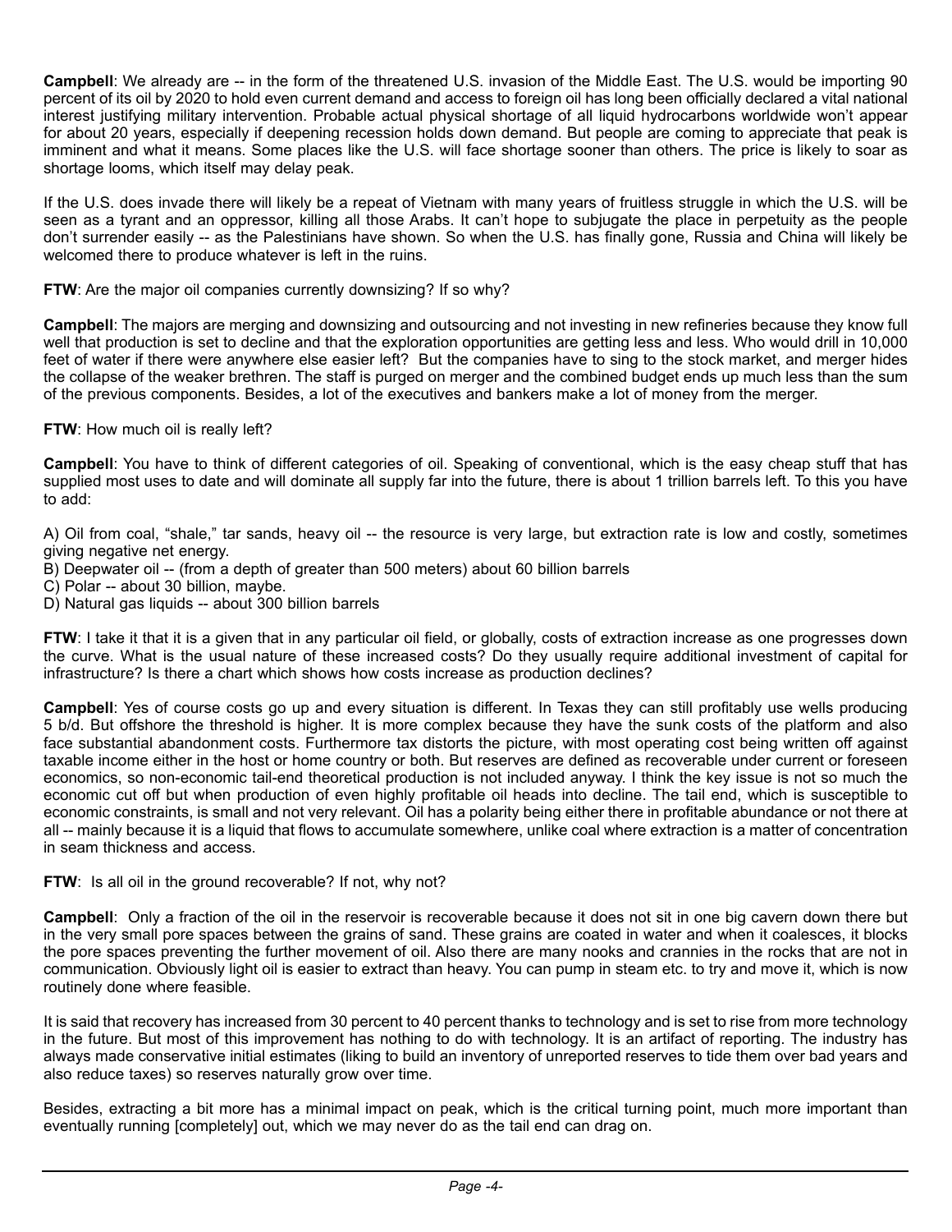**Campbell**: We already are -- in the form of the threatened U.S. invasion of the Middle East. The U.S. would be importing 90 percent of its oil by 2020 to hold even current demand and access to foreign oil has long been officially declared a vital national interest justifying military intervention. Probable actual physical shortage of all liquid hydrocarbons worldwide won't appear for about 20 years, especially if deepening recession holds down demand. But people are coming to appreciate that peak is imminent and what it means. Some places like the U.S. will face shortage sooner than others. The price is likely to soar as shortage looms, which itself may delay peak.

If the U.S. does invade there will likely be a repeat of Vietnam with many years of fruitless struggle in which the U.S. will be seen as a tyrant and an oppressor, killing all those Arabs. It can't hope to subjugate the place in perpetuity as the people don't surrender easily -- as the Palestinians have shown. So when the U.S. has finally gone, Russia and China will likely be welcomed there to produce whatever is left in the ruins.

**FTW**: Are the major oil companies currently downsizing? If so why?

**Campbell**: The majors are merging and downsizing and outsourcing and not investing in new refineries because they know full well that production is set to decline and that the exploration opportunities are getting less and less. Who would drill in 10,000 feet of water if there were anywhere else easier left? But the companies have to sing to the stock market, and merger hides the collapse of the weaker brethren. The staff is purged on merger and the combined budget ends up much less than the sum of the previous components. Besides, a lot of the executives and bankers make a lot of money from the merger.

**FTW**: How much oil is really left?

**Campbell**: You have to think of different categories of oil. Speaking of conventional, which is the easy cheap stuff that has supplied most uses to date and will dominate all supply far into the future, there is about 1 trillion barrels left. To this you have to add:

A) Oil from coal, "shale," tar sands, heavy oil -- the resource is very large, but extraction rate is low and costly, sometimes giving negative net energy.
B) Deepwater oil -- (from a depth of greater than 500 meters) about 60 billion barrels
C) Polar -- about 30 billion, maybe.
D) Natural gas liquids -- about 300 billion barrels

**FTW**: I take it that it is a given that in any particular oil field, or globally, costs of extraction increase as one progresses down the curve. What is the usual nature of these increased costs? Do they usually require additional investment of capital for infrastructure? Is there a chart which shows how costs increase as production declines?

**Campbell**: Yes of course costs go up and every situation is different. In Texas they can still profitably use wells producing 5 b/d. But offshore the threshold is higher. It is more complex because they have the sunk costs of the platform and also face substantial abandonment costs. Furthermore tax distorts the picture, with most operating cost being written off against taxable income either in the host or home country or both. But reserves are defined as recoverable under current or foreseen economics, so non-economic tail-end theoretical production is not included anyway. I think the key issue is not so much the economic cut off but when production of even highly profitable oil heads into decline. The tail end, which is susceptible to economic constraints, is small and not very relevant. Oil has a polarity being either there in profitable abundance or not there at all -- mainly because it is a liquid that flows to accumulate somewhere, unlike coal where extraction is a matter of concentration in seam thickness and access.

**FTW**: Is all oil in the ground recoverable? If not, why not?

**Campbell**: Only a fraction of the oil in the reservoir is recoverable because it does not sit in one big cavern down there but in the very small pore spaces between the grains of sand. These grains are coated in water and when it coalesces, it blocks the pore spaces preventing the further movement of oil. Also there are many nooks and crannies in the rocks that are not in communication. Obviously light oil is easier to extract than heavy. You can pump in steam etc. to try and move it, which is now routinely done where feasible.

It is said that recovery has increased from 30 percent to 40 percent thanks to technology and is set to rise from more technology in the future. But most of this improvement has nothing to do with technology. It is an artifact of reporting. The industry has always made conservative initial estimates (liking to build an inventory of unreported reserves to tide them over bad years and also reduce taxes) so reserves naturally grow over time.

Besides, extracting a bit more has a minimal impact on peak, which is the critical turning point, much more important than eventually running [completely] out, which we may never do as the tail end can drag on.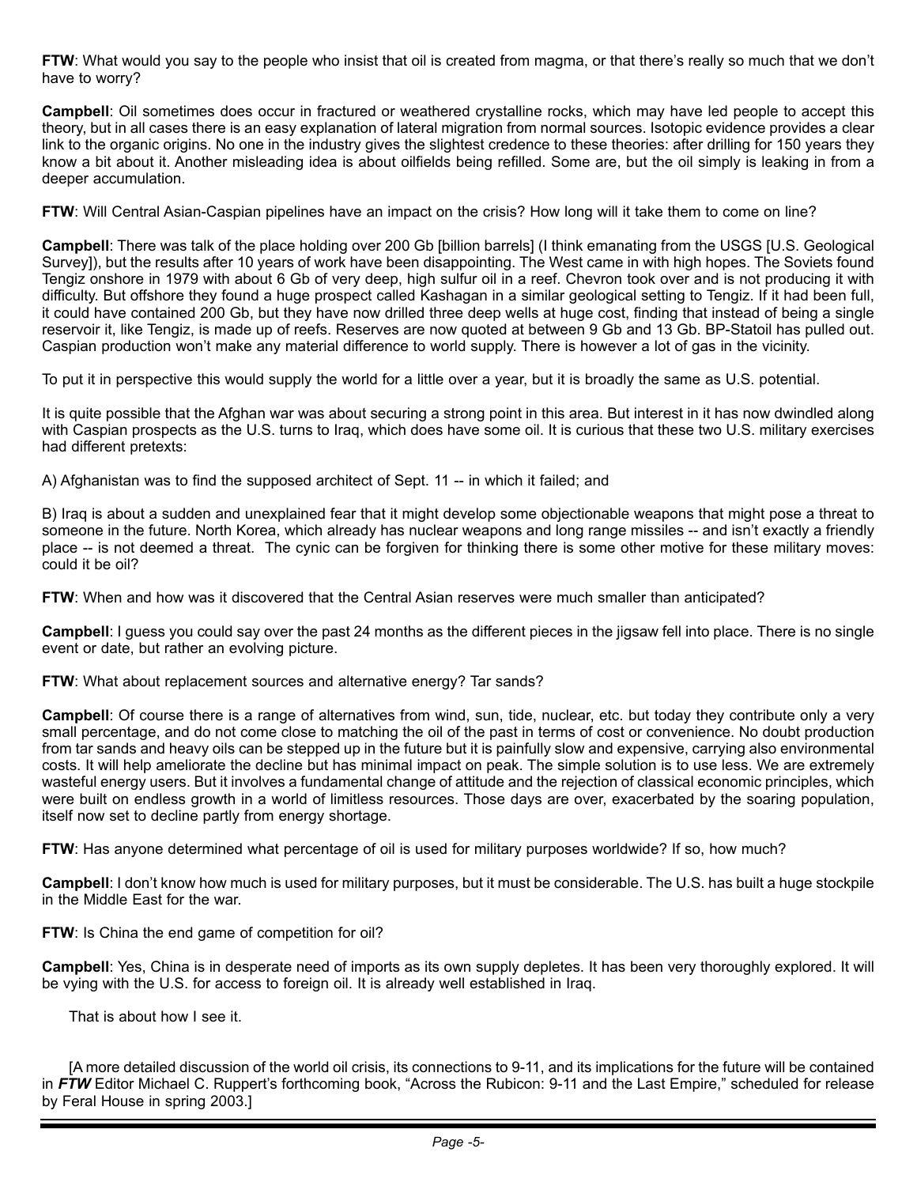**FTW**: What would you say to the people who insist that oil is created from magma, or that there's really so much that we don't have to worry?

**Campbell**: Oil sometimes does occur in fractured or weathered crystalline rocks, which may have led people to accept this theory, but in all cases there is an easy explanation of lateral migration from normal sources. Isotopic evidence provides a clear link to the organic origins. No one in the industry gives the slightest credence to these theories: after drilling for 150 years they know a bit about it. Another misleading idea is about oilfields being refilled. Some are, but the oil simply is leaking in from a deeper accumulation.

**FTW**: Will Central Asian-Caspian pipelines have an impact on the crisis? How long will it take them to come on line?

**Campbell**: There was talk of the place holding over 200 Gb [billion barrels] (I think emanating from the USGS [U.S. Geological Survey]), but the results after 10 years of work have been disappointing. The West came in with high hopes. The Soviets found Tengiz onshore in 1979 with about 6 Gb of very deep, high sulfur oil in a reef. Chevron took over and is not producing it with difficulty. But offshore they found a huge prospect called Kashagan in a similar geological setting to Tengiz. If it had been full, it could have contained 200 Gb, but they have now drilled three deep wells at huge cost, finding that instead of being a single reservoir it, like Tengiz, is made up of reefs. Reserves are now quoted at between 9 Gb and 13 Gb. BP-Statoil has pulled out. Caspian production won't make any material difference to world supply. There is however a lot of gas in the vicinity.

To put it in perspective this would supply the world for a little over a year, but it is broadly the same as U.S. potential.

It is quite possible that the Afghan war was about securing a strong point in this area. But interest in it has now dwindled along with Caspian prospects as the U.S. turns to Iraq, which does have some oil. It is curious that these two U.S. military exercises had different pretexts:

A) Afghanistan was to find the supposed architect of Sept. 11 -- in which it failed; and

B) Iraq is about a sudden and unexplained fear that it might develop some objectionable weapons that might pose a threat to someone in the future. North Korea, which already has nuclear weapons and long range missiles -- and isn't exactly a friendly place -- is not deemed a threat. The cynic can be forgiven for thinking there is some other motive for these military moves: could it be oil?

**FTW**: When and how was it discovered that the Central Asian reserves were much smaller than anticipated?

**Campbell**: I guess you could say over the past 24 months as the different pieces in the jigsaw fell into place. There is no single event or date, but rather an evolving picture.

**FTW**: What about replacement sources and alternative energy? Tar sands?

**Campbell**: Of course there is a range of alternatives from wind, sun, tide, nuclear, etc. but today they contribute only a very small percentage, and do not come close to matching the oil of the past in terms of cost or convenience. No doubt production from tar sands and heavy oils can be stepped up in the future but it is painfully slow and expensive, carrying also environmental costs. It will help ameliorate the decline but has minimal impact on peak. The simple solution is to use less. We are extremely wasteful energy users. But it involves a fundamental change of attitude and the rejection of classical economic principles, which were built on endless growth in a world of limitless resources. Those days are over, exacerbated by the soaring population, itself now set to decline partly from energy shortage.

**FTW**: Has anyone determined what percentage of oil is used for military purposes worldwide? If so, how much?

**Campbell**: I don't know how much is used for military purposes, but it must be considerable. The U.S. has built a huge stockpile in the Middle East for the war.

**FTW**: Is China the end game of competition for oil?

**Campbell**: Yes, China is in desperate need of imports as its own supply depletes. It has been very thoroughly explored. It will be vying with the U.S. for access to foreign oil. It is already well established in Iraq.

That is about how I see it.

[A more detailed discussion of the world oil crisis, its connections to 9-11, and its implications for the future will be contained in ***FTW*** Editor Michael C. Ruppert's forthcoming book, "Across the Rubicon: 9-11 and the Last Empire," scheduled for release by Feral House in spring 2003.]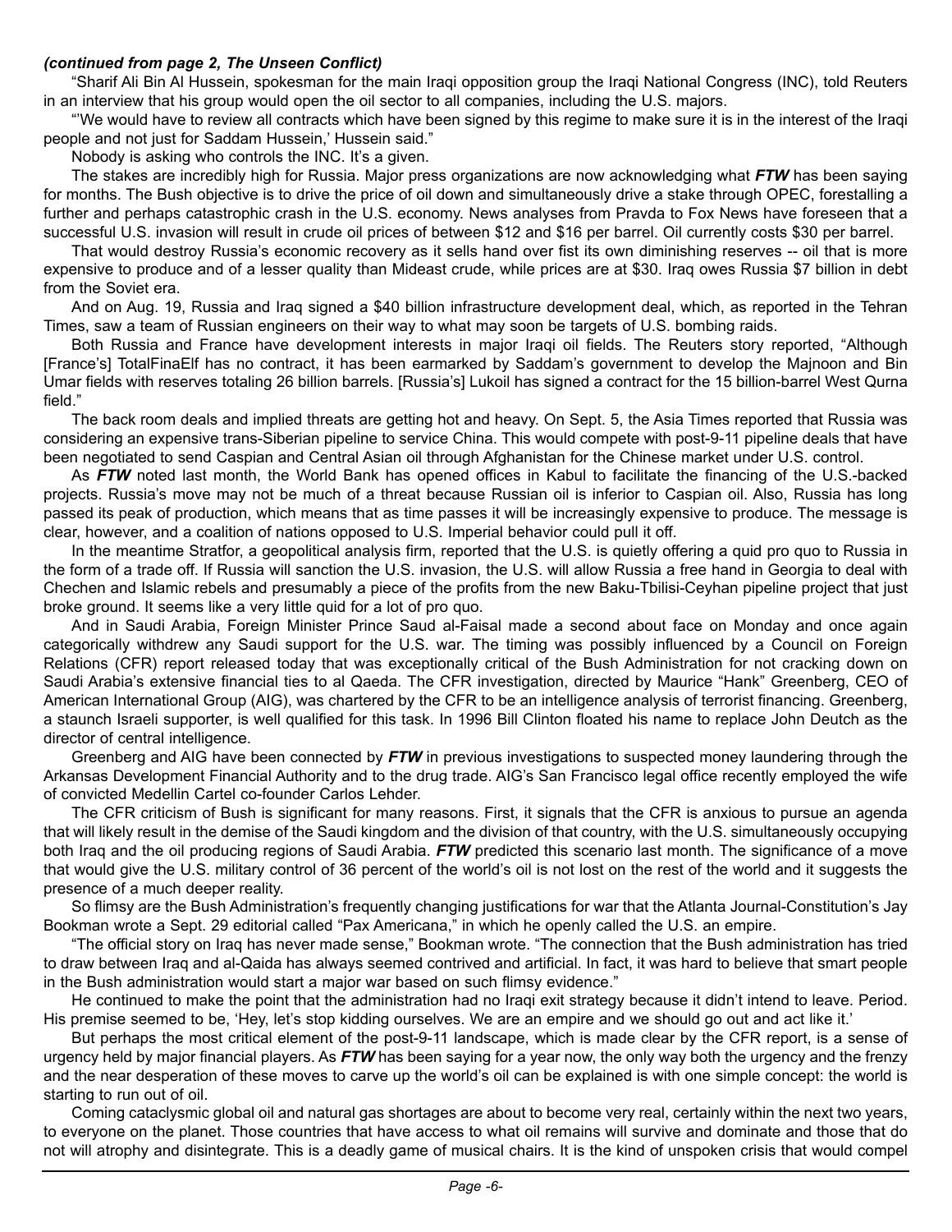***(continued from page 2, The Unseen Conflict)***

"Sharif Ali Bin Al Hussein, spokesman for the main Iraqi opposition group the Iraqi National Congress (INC), told Reuters in an interview that his group would open the oil sector to all companies, including the U.S. majors.

"'We would have to review all contracts which have been signed by this regime to make sure it is in the interest of the Iraqi people and not just for Saddam Hussein,' Hussein said."

Nobody is asking who controls the INC. It's a given.

The stakes are incredibly high for Russia. Major press organizations are now acknowledging what ***FTW*** has been saying for months. The Bush objective is to drive the price of oil down and simultaneously drive a stake through OPEC, forestalling a further and perhaps catastrophic crash in the U.S. economy. News analyses from Pravda to Fox News have foreseen that a successful U.S. invasion will result in crude oil prices of between $12 and $16 per barrel. Oil currently costs $30 per barrel.

That would destroy Russia's economic recovery as it sells hand over fist its own diminishing reserves -- oil that is more expensive to produce and of a lesser quality than Mideast crude, while prices are at $30. Iraq owes Russia $7 billion in debt from the Soviet era.

And on Aug. 19, Russia and Iraq signed a $40 billion infrastructure development deal, which, as reported in the Tehran Times, saw a team of Russian engineers on their way to what may soon be targets of U.S. bombing raids.

Both Russia and France have development interests in major Iraqi oil fields. The Reuters story reported, "Although [France's] TotalFinaElf has no contract, it has been earmarked by Saddam's government to develop the Majnoon and Bin Umar fields with reserves totaling 26 billion barrels. [Russia's] Lukoil has signed a contract for the 15 billion-barrel West Qurna field."

The back room deals and implied threats are getting hot and heavy. On Sept. 5, the Asia Times reported that Russia was considering an expensive trans-Siberian pipeline to service China. This would compete with post-9-11 pipeline deals that have been negotiated to send Caspian and Central Asian oil through Afghanistan for the Chinese market under U.S. control.

As ***FTW*** noted last month, the World Bank has opened offices in Kabul to facilitate the financing of the U.S.-backed projects. Russia's move may not be much of a threat because Russian oil is inferior to Caspian oil. Also, Russia has long passed its peak of production, which means that as time passes it will be increasingly expensive to produce. The message is clear, however, and a coalition of nations opposed to U.S. Imperial behavior could pull it off.

In the meantime Stratfor, a geopolitical analysis firm, reported that the U.S. is quietly offering a quid pro quo to Russia in the form of a trade off. If Russia will sanction the U.S. invasion, the U.S. will allow Russia a free hand in Georgia to deal with Chechen and Islamic rebels and presumably a piece of the profits from the new Baku-Tbilisi-Ceyhan pipeline project that just broke ground. It seems like a very little quid for a lot of pro quo.

And in Saudi Arabia, Foreign Minister Prince Saud al-Faisal made a second about face on Monday and once again categorically withdrew any Saudi support for the U.S. war. The timing was possibly influenced by a Council on Foreign Relations (CFR) report released today that was exceptionally critical of the Bush Administration for not cracking down on Saudi Arabia's extensive financial ties to al Qaeda. The CFR investigation, directed by Maurice "Hank" Greenberg, CEO of American International Group (AIG), was chartered by the CFR to be an intelligence analysis of terrorist financing. Greenberg, a staunch Israeli supporter, is well qualified for this task. In 1996 Bill Clinton floated his name to replace John Deutch as the director of central intelligence.

Greenberg and AIG have been connected by ***FTW*** in previous investigations to suspected money laundering through the Arkansas Development Financial Authority and to the drug trade. AIG's San Francisco legal office recently employed the wife of convicted Medellin Cartel co-founder Carlos Lehder.

The CFR criticism of Bush is significant for many reasons. First, it signals that the CFR is anxious to pursue an agenda that will likely result in the demise of the Saudi kingdom and the division of that country, with the U.S. simultaneously occupying both Iraq and the oil producing regions of Saudi Arabia. ***FTW*** predicted this scenario last month. The significance of a move that would give the U.S. military control of 36 percent of the world's oil is not lost on the rest of the world and it suggests the presence of a much deeper reality.

So flimsy are the Bush Administration's frequently changing justifications for war that the Atlanta Journal-Constitution's Jay Bookman wrote a Sept. 29 editorial called "Pax Americana," in which he openly called the U.S. an empire.

"The official story on Iraq has never made sense," Bookman wrote. "The connection that the Bush administration has tried to draw between Iraq and al-Qaida has always seemed contrived and artificial. In fact, it was hard to believe that smart people in the Bush administration would start a major war based on such flimsy evidence."

He continued to make the point that the administration had no Iraqi exit strategy because it didn't intend to leave. Period. His premise seemed to be, 'Hey, let's stop kidding ourselves. We are an empire and we should go out and act like it.'

But perhaps the most critical element of the post-9-11 landscape, which is made clear by the CFR report, is a sense of urgency held by major financial players. As ***FTW*** has been saying for a year now, the only way both the urgency and the frenzy and the near desperation of these moves to carve up the world's oil can be explained is with one simple concept: the world is starting to run out of oil.

Coming cataclysmic global oil and natural gas shortages are about to become very real, certainly within the next two years, to everyone on the planet. Those countries that have access to what oil remains will survive and dominate and those that do not will atrophy and disintegrate. This is a deadly game of musical chairs. It is the kind of unspoken crisis that would compel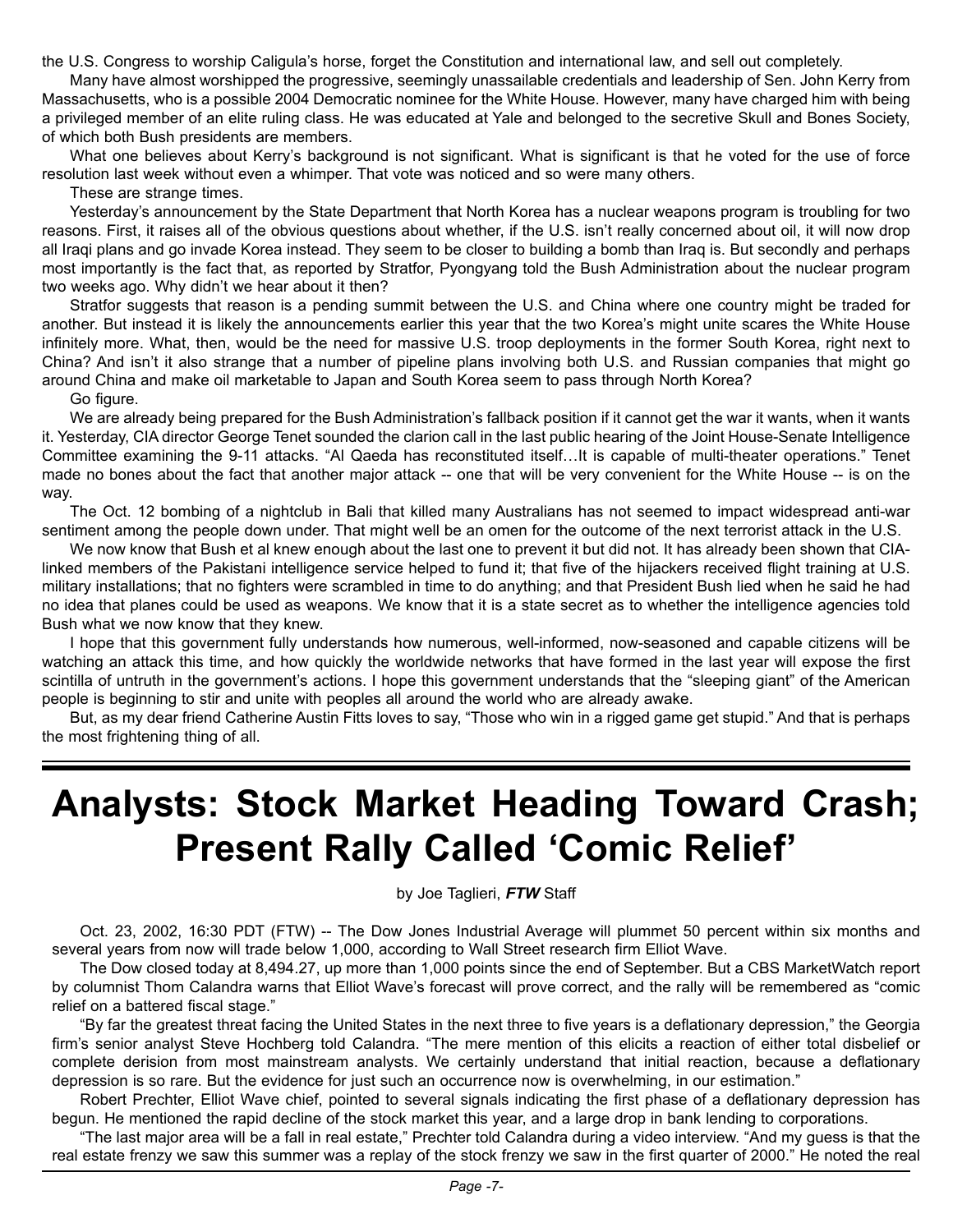the U.S. Congress to worship Caligula's horse, forget the Constitution and international law, and sell out completely.

Many have almost worshipped the progressive, seemingly unassailable credentials and leadership of Sen. John Kerry from Massachusetts, who is a possible 2004 Democratic nominee for the White House. However, many have charged him with being a privileged member of an elite ruling class. He was educated at Yale and belonged to the secretive Skull and Bones Society, of which both Bush presidents are members.

What one believes about Kerry's background is not significant. What is significant is that he voted for the use of force resolution last week without even a whimper. That vote was noticed and so were many others.

These are strange times.

Yesterday's announcement by the State Department that North Korea has a nuclear weapons program is troubling for two reasons. First, it raises all of the obvious questions about whether, if the U.S. isn't really concerned about oil, it will now drop all Iraqi plans and go invade Korea instead. They seem to be closer to building a bomb than Iraq is. But secondly and perhaps most importantly is the fact that, as reported by Stratfor, Pyongyang told the Bush Administration about the nuclear program two weeks ago. Why didn't we hear about it then?

Stratfor suggests that reason is a pending summit between the U.S. and China where one country might be traded for another. But instead it is likely the announcements earlier this year that the two Korea's might unite scares the White House infinitely more. What, then, would be the need for massive U.S. troop deployments in the former South Korea, right next to China? And isn't it also strange that a number of pipeline plans involving both U.S. and Russian companies that might go around China and make oil marketable to Japan and South Korea seem to pass through North Korea?

Go figure.

We are already being prepared for the Bush Administration's fallback position if it cannot get the war it wants, when it wants it. Yesterday, CIA director George Tenet sounded the clarion call in the last public hearing of the Joint House-Senate Intelligence Committee examining the 9-11 attacks. "Al Qaeda has reconstituted itself…It is capable of multi-theater operations." Tenet made no bones about the fact that another major attack -- one that will be very convenient for the White House -- is on the way.

The Oct. 12 bombing of a nightclub in Bali that killed many Australians has not seemed to impact widespread anti-war sentiment among the people down under. That might well be an omen for the outcome of the next terrorist attack in the U.S.

We now know that Bush et al knew enough about the last one to prevent it but did not. It has already been shown that CIA-linked members of the Pakistani intelligence service helped to fund it; that five of the hijackers received flight training at U.S. military installations; that no fighters were scrambled in time to do anything; and that President Bush lied when he said he had no idea that planes could be used as weapons. We know that it is a state secret as to whether the intelligence agencies told Bush what we now know that they knew.

I hope that this government fully understands how numerous, well-informed, now-seasoned and capable citizens will be watching an attack this time, and how quickly the worldwide networks that have formed in the last year will expose the first scintilla of untruth in the government's actions. I hope this government understands that the "sleeping giant" of the American people is beginning to stir and unite with peoples all around the world who are already awake.

But, as my dear friend Catherine Austin Fitts loves to say, "Those who win in a rigged game get stupid." And that is perhaps the most frightening thing of all.

---

# Analysts: Stock Market Heading Toward Crash; Present Rally Called 'Comic Relief'

by Joe Taglieri, ***FTW*** Staff

Oct. 23, 2002, 16:30 PDT (FTW) -- The Dow Jones Industrial Average will plummet 50 percent within six months and several years from now will trade below 1,000, according to Wall Street research firm Elliot Wave.

The Dow closed today at 8,494.27, up more than 1,000 points since the end of September. But a CBS MarketWatch report by columnist Thom Calandra warns that Elliot Wave's forecast will prove correct, and the rally will be remembered as "comic relief on a battered fiscal stage."

"By far the greatest threat facing the United States in the next three to five years is a deflationary depression," the Georgia firm's senior analyst Steve Hochberg told Calandra. "The mere mention of this elicits a reaction of either total disbelief or complete derision from most mainstream analysts. We certainly understand that initial reaction, because a deflationary depression is so rare. But the evidence for just such an occurrence now is overwhelming, in our estimation."

Robert Prechter, Elliot Wave chief, pointed to several signals indicating the first phase of a deflationary depression has begun. He mentioned the rapid decline of the stock market this year, and a large drop in bank lending to corporations.

"The last major area will be a fall in real estate," Prechter told Calandra during a video interview. "And my guess is that the real estate frenzy we saw this summer was a replay of the stock frenzy we saw in the first quarter of 2000." He noted the real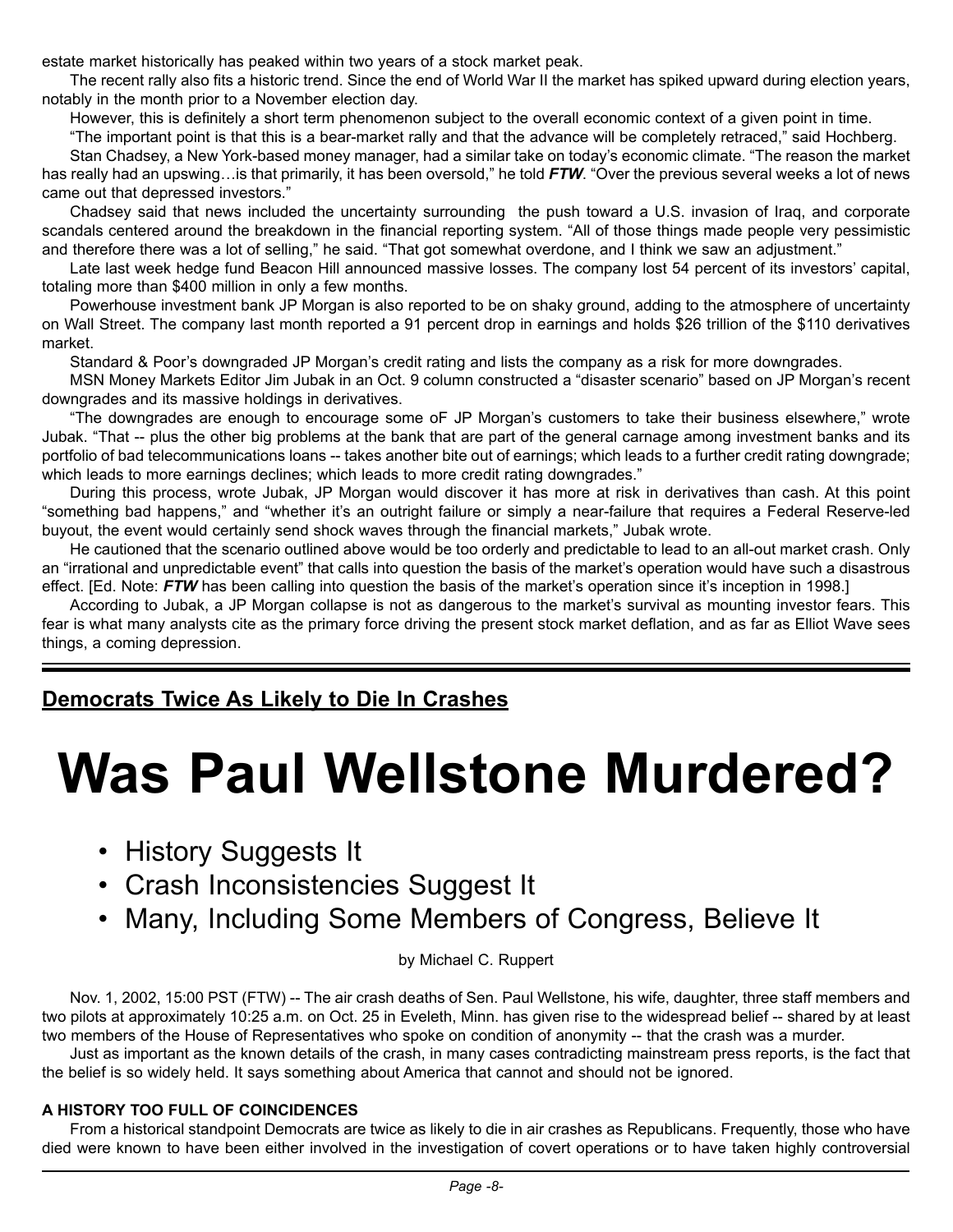estate market historically has peaked within two years of a stock market peak.

The recent rally also fits a historic trend. Since the end of World War II the market has spiked upward during election years, notably in the month prior to a November election day.

However, this is definitely a short term phenomenon subject to the overall economic context of a given point in time.

"The important point is that this is a bear-market rally and that the advance will be completely retraced," said Hochberg.

Stan Chadsey, a New York-based money manager, had a similar take on today's economic climate. "The reason the market has really had an upswing…is that primarily, it has been oversold," he told ***FTW***. "Over the previous several weeks a lot of news came out that depressed investors."

Chadsey said that news included the uncertainty surrounding the push toward a U.S. invasion of Iraq, and corporate scandals centered around the breakdown in the financial reporting system. "All of those things made people very pessimistic and therefore there was a lot of selling," he said. "That got somewhat overdone, and I think we saw an adjustment."

Late last week hedge fund Beacon Hill announced massive losses. The company lost 54 percent of its investors' capital, totaling more than $400 million in only a few months.

Powerhouse investment bank JP Morgan is also reported to be on shaky ground, adding to the atmosphere of uncertainty on Wall Street. The company last month reported a 91 percent drop in earnings and holds $26 trillion of the $110 derivatives market.

Standard & Poor's downgraded JP Morgan's credit rating and lists the company as a risk for more downgrades.

MSN Money Markets Editor Jim Jubak in an Oct. 9 column constructed a "disaster scenario" based on JP Morgan's recent downgrades and its massive holdings in derivatives.

"The downgrades are enough to encourage some oF JP Morgan's customers to take their business elsewhere," wrote Jubak. "That -- plus the other big problems at the bank that are part of the general carnage among investment banks and its portfolio of bad telecommunications loans -- takes another bite out of earnings; which leads to a further credit rating downgrade; which leads to more earnings declines; which leads to more credit rating downgrades."

During this process, wrote Jubak, JP Morgan would discover it has more at risk in derivatives than cash. At this point "something bad happens," and "whether it's an outright failure or simply a near-failure that requires a Federal Reserve-led buyout, the event would certainly send shock waves through the financial markets," Jubak wrote.

He cautioned that the scenario outlined above would be too orderly and predictable to lead to an all-out market crash. Only an "irrational and unpredictable event" that calls into question the basis of the market's operation would have such a disastrous effect. [Ed. Note: ***FTW*** has been calling into question the basis of the market's operation since it's inception in 1998.]

According to Jubak, a JP Morgan collapse is not as dangerous to the market's survival as mounting investor fears. This fear is what many analysts cite as the primary force driving the present stock market deflation, and as far as Elliot Wave sees things, a coming depression.

---

**Democrats Twice As Likely to Die In Crashes**

# Was Paul Wellstone Murdered?

- History Suggests It
- Crash Inconsistencies Suggest It
- Many, Including Some Members of Congress, Believe It

by Michael C. Ruppert

Nov. 1, 2002, 15:00 PST (FTW) -- The air crash deaths of Sen. Paul Wellstone, his wife, daughter, three staff members and two pilots at approximately 10:25 a.m. on Oct. 25 in Eveleth, Minn. has given rise to the widespread belief -- shared by at least two members of the House of Representatives who spoke on condition of anonymity -- that the crash was a murder.

Just as important as the known details of the crash, in many cases contradicting mainstream press reports, is the fact that the belief is so widely held. It says something about America that cannot and should not be ignored.

**A HISTORY TOO FULL OF COINCIDENCES**

From a historical standpoint Democrats are twice as likely to die in air crashes as Republicans. Frequently, those who have died were known to have been either involved in the investigation of covert operations or to have taken highly controversial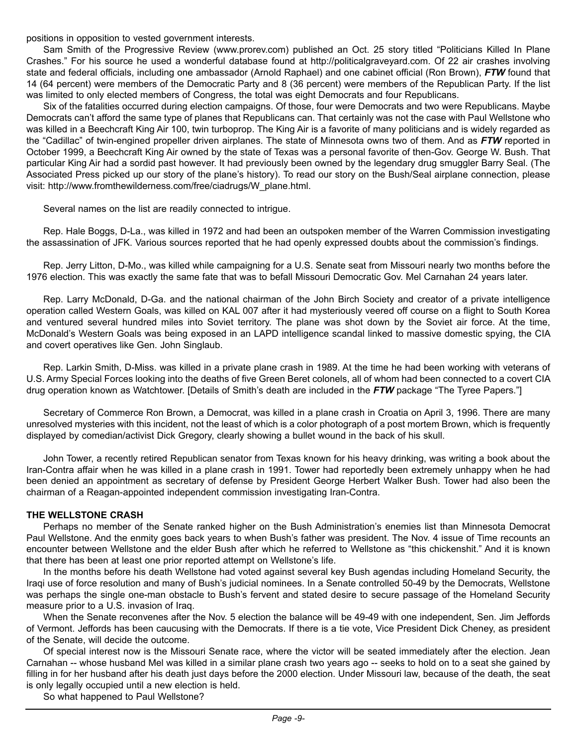positions in opposition to vested government interests.

Sam Smith of the Progressive Review (www.prorev.com) published an Oct. 25 story titled "Politicians Killed In Plane Crashes." For his source he used a wonderful database found at http://politicalgraveyard.com. Of 22 air crashes involving state and federal officials, including one ambassador (Arnold Raphael) and one cabinet official (Ron Brown), ***FTW*** found that 14 (64 percent) were members of the Democratic Party and 8 (36 percent) were members of the Republican Party. If the list was limited to only elected members of Congress, the total was eight Democrats and four Republicans.

Six of the fatalities occurred during election campaigns. Of those, four were Democrats and two were Republicans. Maybe Democrats can't afford the same type of planes that Republicans can. That certainly was not the case with Paul Wellstone who was killed in a Beechcraft King Air 100, twin turboprop. The King Air is a favorite of many politicians and is widely regarded as the "Cadillac" of twin-engined propeller driven airplanes. The state of Minnesota owns two of them. And as ***FTW*** reported in October 1999, a Beechcraft King Air owned by the state of Texas was a personal favorite of then-Gov. George W. Bush. That particular King Air had a sordid past however. It had previously been owned by the legendary drug smuggler Barry Seal. (The Associated Press picked up our story of the plane's history). To read our story on the Bush/Seal airplane connection, please visit: http://www.fromthewilderness.com/free/ciadrugs/W_plane.html.

Several names on the list are readily connected to intrigue.

Rep. Hale Boggs, D-La., was killed in 1972 and had been an outspoken member of the Warren Commission investigating the assassination of JFK. Various sources reported that he had openly expressed doubts about the commission's findings.

Rep. Jerry Litton, D-Mo., was killed while campaigning for a U.S. Senate seat from Missouri nearly two months before the 1976 election. This was exactly the same fate that was to befall Missouri Democratic Gov. Mel Carnahan 24 years later.

Rep. Larry McDonald, D-Ga. and the national chairman of the John Birch Society and creator of a private intelligence operation called Western Goals, was killed on KAL 007 after it had mysteriously veered off course on a flight to South Korea and ventured several hundred miles into Soviet territory. The plane was shot down by the Soviet air force. At the time, McDonald's Western Goals was being exposed in an LAPD intelligence scandal linked to massive domestic spying, the CIA and covert operatives like Gen. John Singlaub.

Rep. Larkin Smith, D-Miss. was killed in a private plane crash in 1989. At the time he had been working with veterans of U.S. Army Special Forces looking into the deaths of five Green Beret colonels, all of whom had been connected to a covert CIA drug operation known as Watchtower. [Details of Smith's death are included in the ***FTW*** package "The Tyree Papers."]

Secretary of Commerce Ron Brown, a Democrat, was killed in a plane crash in Croatia on April 3, 1996. There are many unresolved mysteries with this incident, not the least of which is a color photograph of a post mortem Brown, which is frequently displayed by comedian/activist Dick Gregory, clearly showing a bullet wound in the back of his skull.

John Tower, a recently retired Republican senator from Texas known for his heavy drinking, was writing a book about the Iran-Contra affair when he was killed in a plane crash in 1991. Tower had reportedly been extremely unhappy when he had been denied an appointment as secretary of defense by President George Herbert Walker Bush. Tower had also been the chairman of a Reagan-appointed independent commission investigating Iran-Contra.

**THE WELLSTONE CRASH**

Perhaps no member of the Senate ranked higher on the Bush Administration's enemies list than Minnesota Democrat Paul Wellstone. And the enmity goes back years to when Bush's father was president. The Nov. 4 issue of Time recounts an encounter between Wellstone and the elder Bush after which he referred to Wellstone as "this chickenshit." And it is known that there has been at least one prior reported attempt on Wellstone's life.

In the months before his death Wellstone had voted against several key Bush agendas including Homeland Security, the Iraqi use of force resolution and many of Bush's judicial nominees. In a Senate controlled 50-49 by the Democrats, Wellstone was perhaps the single one-man obstacle to Bush's fervent and stated desire to secure passage of the Homeland Security measure prior to a U.S. invasion of Iraq.

When the Senate reconvenes after the Nov. 5 election the balance will be 49-49 with one independent, Sen. Jim Jeffords of Vermont. Jeffords has been caucusing with the Democrats. If there is a tie vote, Vice President Dick Cheney, as president of the Senate, will decide the outcome.

Of special interest now is the Missouri Senate race, where the victor will be seated immediately after the election. Jean Carnahan -- whose husband Mel was killed in a similar plane crash two years ago -- seeks to hold on to a seat she gained by filling in for her husband after his death just days before the 2000 election. Under Missouri law, because of the death, the seat is only legally occupied until a new election is held.

So what happened to Paul Wellstone?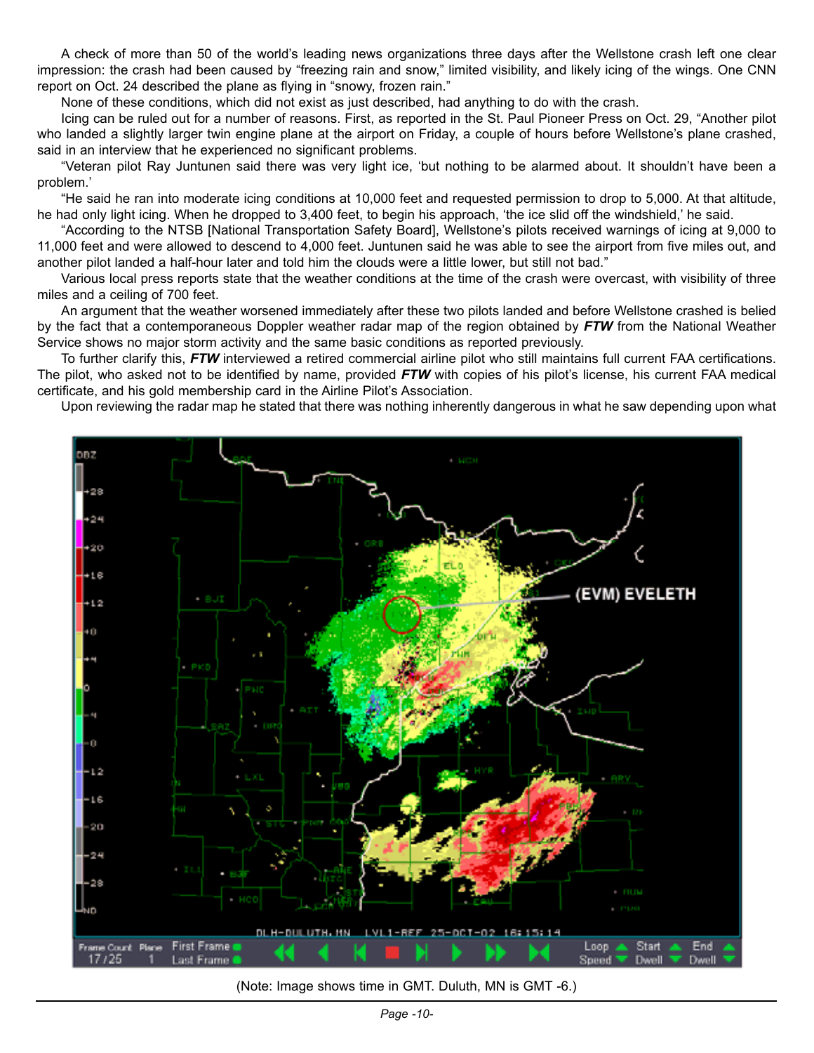A check of more than 50 of the world's leading news organizations three days after the Wellstone crash left one clear impression: the crash had been caused by "freezing rain and snow," limited visibility, and likely icing of the wings. One CNN report on Oct. 24 described the plane as flying in "snowy, frozen rain."

None of these conditions, which did not exist as just described, had anything to do with the crash.

Icing can be ruled out for a number of reasons. First, as reported in the St. Paul Pioneer Press on Oct. 29, "Another pilot who landed a slightly larger twin engine plane at the airport on Friday, a couple of hours before Wellstone's plane crashed, said in an interview that he experienced no significant problems.

"Veteran pilot Ray Juntunen said there was very light ice, 'but nothing to be alarmed about. It shouldn't have been a problem.'

"He said he ran into moderate icing conditions at 10,000 feet and requested permission to drop to 5,000. At that altitude, he had only light icing. When he dropped to 3,400 feet, to begin his approach, 'the ice slid off the windshield,' he said.

"According to the NTSB [National Transportation Safety Board], Wellstone's pilots received warnings of icing at 9,000 to 11,000 feet and were allowed to descend to 4,000 feet. Juntunen said he was able to see the airport from five miles out, and another pilot landed a half-hour later and told him the clouds were a little lower, but still not bad."

Various local press reports state that the weather conditions at the time of the crash were overcast, with visibility of three miles and a ceiling of 700 feet.

An argument that the weather worsened immediately after these two pilots landed and before Wellstone crashed is belied by the fact that a contemporaneous Doppler weather radar map of the region obtained by ***FTW*** from the National Weather Service shows no major storm activity and the same basic conditions as reported previously.

To further clarify this, ***FTW*** interviewed a retired commercial airline pilot who still maintains full current FAA certifications. The pilot, who asked not to be identified by name, provided ***FTW*** with copies of his pilot's license, his current FAA medical certificate, and his gold membership card in the Airline Pilot's Association.

Upon reviewing the radar map he stated that there was nothing inherently dangerous in what he saw depending upon what

(Note: Image shows time in GMT. Duluth, MN is GMT -6.)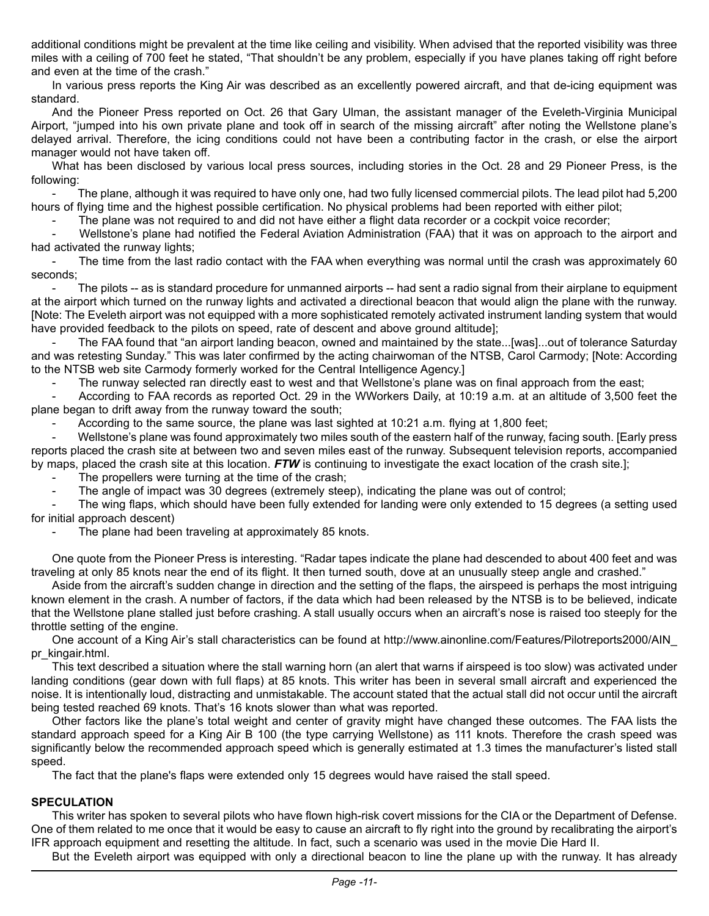additional conditions might be prevalent at the time like ceiling and visibility. When advised that the reported visibility was three miles with a ceiling of 700 feet he stated, "That shouldn't be any problem, especially if you have planes taking off right before and even at the time of the crash."

In various press reports the King Air was described as an excellently powered aircraft, and that de-icing equipment was standard.

And the Pioneer Press reported on Oct. 26 that Gary Ulman, the assistant manager of the Eveleth-Virginia Municipal Airport, "jumped into his own private plane and took off in search of the missing aircraft" after noting the Wellstone plane's delayed arrival. Therefore, the icing conditions could not have been a contributing factor in the crash, or else the airport manager would not have taken off.

What has been disclosed by various local press sources, including stories in the Oct. 28 and 29 Pioneer Press, is the following:

- The plane, although it was required to have only one, had two fully licensed commercial pilots. The lead pilot had 5,200 hours of flying time and the highest possible certification. No physical problems had been reported with either pilot;
- The plane was not required to and did not have either a flight data recorder or a cockpit voice recorder;
- Wellstone's plane had notified the Federal Aviation Administration (FAA) that it was on approach to the airport and had activated the runway lights;
- The time from the last radio contact with the FAA when everything was normal until the crash was approximately 60 seconds;
- The pilots -- as is standard procedure for unmanned airports -- had sent a radio signal from their airplane to equipment at the airport which turned on the runway lights and activated a directional beacon that would align the plane with the runway. [Note: The Eveleth airport was not equipped with a more sophisticated remotely activated instrument landing system that would have provided feedback to the pilots on speed, rate of descent and above ground altitude];
- The FAA found that "an airport landing beacon, owned and maintained by the state...[was]...out of tolerance Saturday and was retesting Sunday." This was later confirmed by the acting chairwoman of the NTSB, Carol Carmody; [Note: According to the NTSB web site Carmody formerly worked for the Central Intelligence Agency.]
- The runway selected ran directly east to west and that Wellstone's plane was on final approach from the east;
- According to FAA records as reported Oct. 29 in the WWorkers Daily, at 10:19 a.m. at an altitude of 3,500 feet the plane began to drift away from the runway toward the south;
- According to the same source, the plane was last sighted at 10:21 a.m. flying at 1,800 feet;
- Wellstone's plane was found approximately two miles south of the eastern half of the runway, facing south. [Early press reports placed the crash site at between two and seven miles east of the runway. Subsequent television reports, accompanied by maps, placed the crash site at this location. ***FTW*** is continuing to investigate the exact location of the crash site.];
- The propellers were turning at the time of the crash;
- The angle of impact was 30 degrees (extremely steep), indicating the plane was out of control;
- The wing flaps, which should have been fully extended for landing were only extended to 15 degrees (a setting used for initial approach descent)
- The plane had been traveling at approximately 85 knots.

One quote from the Pioneer Press is interesting. "Radar tapes indicate the plane had descended to about 400 feet and was traveling at only 85 knots near the end of its flight. It then turned south, dove at an unusually steep angle and crashed."

Aside from the aircraft's sudden change in direction and the setting of the flaps, the airspeed is perhaps the most intriguing known element in the crash. A number of factors, if the data which had been released by the NTSB is to be believed, indicate that the Wellstone plane stalled just before crashing. A stall usually occurs when an aircraft's nose is raised too steeply for the throttle setting of the engine.

One account of a King Air's stall characteristics can be found at http://www.ainonline.com/Features/Pilotreports2000/AIN_pr_kingair.html.

This text described a situation where the stall warning horn (an alert that warns if airspeed is too slow) was activated under landing conditions (gear down with full flaps) at 85 knots. This writer has been in several small aircraft and experienced the noise. It is intentionally loud, distracting and unmistakable. The account stated that the actual stall did not occur until the aircraft being tested reached 69 knots. That's 16 knots slower than what was reported.

Other factors like the plane's total weight and center of gravity might have changed these outcomes. The FAA lists the standard approach speed for a King Air B 100 (the type carrying Wellstone) as 111 knots. Therefore the crash speed was significantly below the recommended approach speed which is generally estimated at 1.3 times the manufacturer's listed stall speed.

The fact that the plane's flaps were extended only 15 degrees would have raised the stall speed.

## SPECULATION

This writer has spoken to several pilots who have flown high-risk covert missions for the CIA or the Department of Defense. One of them related to me once that it would be easy to cause an aircraft to fly right into the ground by recalibrating the airport's IFR approach equipment and resetting the altitude. In fact, such a scenario was used in the movie Die Hard II.

But the Eveleth airport was equipped with only a directional beacon to line the plane up with the runway. It has already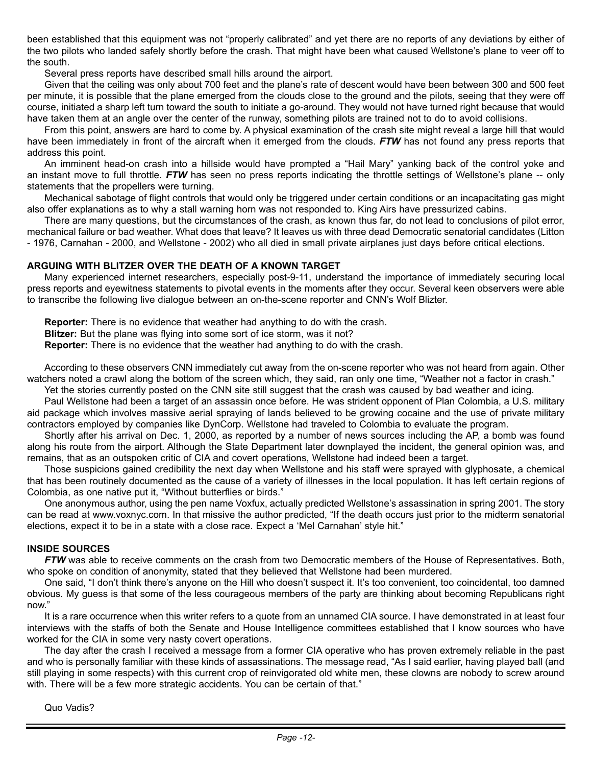been established that this equipment was not "properly calibrated" and yet there are no reports of any deviations by either of the two pilots who landed safely shortly before the crash. That might have been what caused Wellstone's plane to veer off to the south.

Several press reports have described small hills around the airport.

Given that the ceiling was only about 700 feet and the plane's rate of descent would have been between 300 and 500 feet per minute, it is possible that the plane emerged from the clouds close to the ground and the pilots, seeing that they were off course, initiated a sharp left turn toward the south to initiate a go-around. They would not have turned right because that would have taken them at an angle over the center of the runway, something pilots are trained not to do to avoid collisions.

From this point, answers are hard to come by. A physical examination of the crash site might reveal a large hill that would have been immediately in front of the aircraft when it emerged from the clouds. ***FTW*** has not found any press reports that address this point.

An imminent head-on crash into a hillside would have prompted a "Hail Mary" yanking back of the control yoke and an instant move to full throttle. ***FTW*** has seen no press reports indicating the throttle settings of Wellstone's plane -- only statements that the propellers were turning.

Mechanical sabotage of flight controls that would only be triggered under certain conditions or an incapacitating gas might also offer explanations as to why a stall warning horn was not responded to. King Airs have pressurized cabins.

There are many questions, but the circumstances of the crash, as known thus far, do not lead to conclusions of pilot error, mechanical failure or bad weather. What does that leave? It leaves us with three dead Democratic senatorial candidates (Litton - 1976, Carnahan - 2000, and Wellstone - 2002) who all died in small private airplanes just days before critical elections.

**ARGUING WITH BLITZER OVER THE DEATH OF A KNOWN TARGET**

Many experienced internet researchers, especially post-9-11, understand the importance of immediately securing local press reports and eyewitness statements to pivotal events in the moments after they occur. Several keen observers were able to transcribe the following live dialogue between an on-the-scene reporter and CNN's Wolf Blizter.

**Reporter:** There is no evidence that weather had anything to do with the crash.
**Blitzer:** But the plane was flying into some sort of ice storm, was it not?
**Reporter:** There is no evidence that the weather had anything to do with the crash.

According to these observers CNN immediately cut away from the on-scene reporter who was not heard from again. Other watchers noted a crawl along the bottom of the screen which, they said, ran only one time, "Weather not a factor in crash."

Yet the stories currently posted on the CNN site still suggest that the crash was caused by bad weather and icing.

Paul Wellstone had been a target of an assassin once before. He was strident opponent of Plan Colombia, a U.S. military aid package which involves massive aerial spraying of lands believed to be growing cocaine and the use of private military contractors employed by companies like DynCorp. Wellstone had traveled to Colombia to evaluate the program.

Shortly after his arrival on Dec. 1, 2000, as reported by a number of news sources including the AP, a bomb was found along his route from the airport. Although the State Department later downplayed the incident, the general opinion was, and remains, that as an outspoken critic of CIA and covert operations, Wellstone had indeed been a target.

Those suspicions gained credibility the next day when Wellstone and his staff were sprayed with glyphosate, a chemical that has been routinely documented as the cause of a variety of illnesses in the local population. It has left certain regions of Colombia, as one native put it, "Without butterflies or birds."

One anonymous author, using the pen name Voxfux, actually predicted Wellstone's assassination in spring 2001. The story can be read at www.voxnyc.com. In that missive the author predicted, "If the death occurs just prior to the midterm senatorial elections, expect it to be in a state with a close race. Expect a 'Mel Carnahan' style hit."

**INSIDE SOURCES**

***FTW*** was able to receive comments on the crash from two Democratic members of the House of Representatives. Both, who spoke on condition of anonymity, stated that they believed that Wellstone had been murdered.

One said, "I don't think there's anyone on the Hill who doesn't suspect it. It's too convenient, too coincidental, too damned obvious. My guess is that some of the less courageous members of the party are thinking about becoming Republicans right now."

It is a rare occurrence when this writer refers to a quote from an unnamed CIA source. I have demonstrated in at least four interviews with the staffs of both the Senate and House Intelligence committees established that I know sources who have worked for the CIA in some very nasty covert operations.

The day after the crash I received a message from a former CIA operative who has proven extremely reliable in the past and who is personally familiar with these kinds of assassinations. The message read, "As I said earlier, having played ball (and still playing in some respects) with this current crop of reinvigorated old white men, these clowns are nobody to screw around with. There will be a few more strategic accidents. You can be certain of that."

Quo Vadis?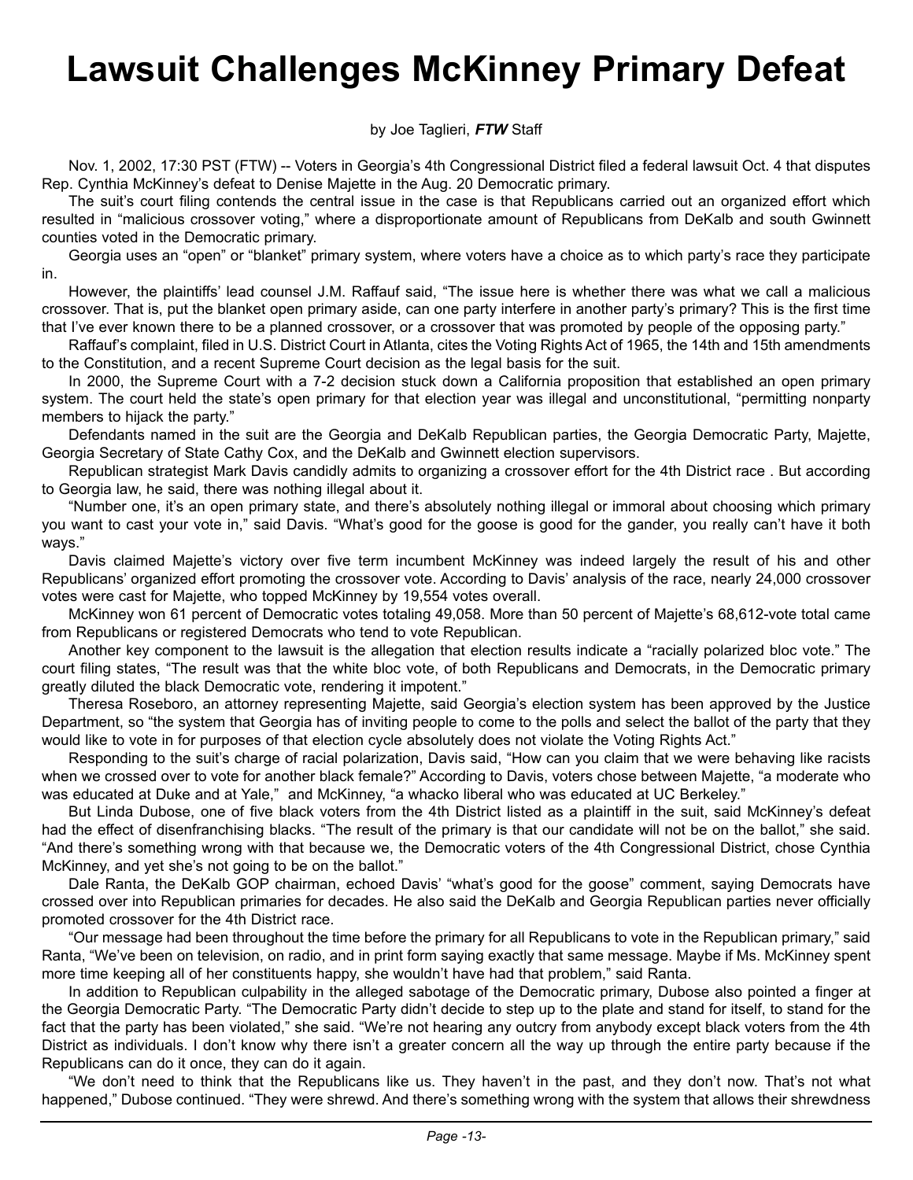# Lawsuit Challenges McKinney Primary Defeat

by Joe Taglieri, ***FTW*** Staff

Nov. 1, 2002, 17:30 PST (FTW) -- Voters in Georgia's 4th Congressional District filed a federal lawsuit Oct. 4 that disputes Rep. Cynthia McKinney's defeat to Denise Majette in the Aug. 20 Democratic primary.

The suit's court filing contends the central issue in the case is that Republicans carried out an organized effort which resulted in "malicious crossover voting," where a disproportionate amount of Republicans from DeKalb and south Gwinnett counties voted in the Democratic primary.

Georgia uses an "open" or "blanket" primary system, where voters have a choice as to which party's race they participate in.

However, the plaintiffs' lead counsel J.M. Raffauf said, "The issue here is whether there was what we call a malicious crossover. That is, put the blanket open primary aside, can one party interfere in another party's primary? This is the first time that I've ever known there to be a planned crossover, or a crossover that was promoted by people of the opposing party."

Raffauf's complaint, filed in U.S. District Court in Atlanta, cites the Voting Rights Act of 1965, the 14th and 15th amendments to the Constitution, and a recent Supreme Court decision as the legal basis for the suit.

In 2000, the Supreme Court with a 7-2 decision stuck down a California proposition that established an open primary system. The court held the state's open primary for that election year was illegal and unconstitutional, "permitting nonparty members to hijack the party."

Defendants named in the suit are the Georgia and DeKalb Republican parties, the Georgia Democratic Party, Majette, Georgia Secretary of State Cathy Cox, and the DeKalb and Gwinnett election supervisors.

Republican strategist Mark Davis candidly admits to organizing a crossover effort for the 4th District race . But according to Georgia law, he said, there was nothing illegal about it.

"Number one, it's an open primary state, and there's absolutely nothing illegal or immoral about choosing which primary you want to cast your vote in," said Davis. "What's good for the goose is good for the gander, you really can't have it both ways."

Davis claimed Majette's victory over five term incumbent McKinney was indeed largely the result of his and other Republicans' organized effort promoting the crossover vote. According to Davis' analysis of the race, nearly 24,000 crossover votes were cast for Majette, who topped McKinney by 19,554 votes overall.

McKinney won 61 percent of Democratic votes totaling 49,058. More than 50 percent of Majette's 68,612-vote total came from Republicans or registered Democrats who tend to vote Republican.

Another key component to the lawsuit is the allegation that election results indicate a "racially polarized bloc vote." The court filing states, "The result was that the white bloc vote, of both Republicans and Democrats, in the Democratic primary greatly diluted the black Democratic vote, rendering it impotent."

Theresa Roseboro, an attorney representing Majette, said Georgia's election system has been approved by the Justice Department, so "the system that Georgia has of inviting people to come to the polls and select the ballot of the party that they would like to vote in for purposes of that election cycle absolutely does not violate the Voting Rights Act."

Responding to the suit's charge of racial polarization, Davis said, "How can you claim that we were behaving like racists when we crossed over to vote for another black female?" According to Davis, voters chose between Majette, "a moderate who was educated at Duke and at Yale," and McKinney, "a whacko liberal who was educated at UC Berkeley."

But Linda Dubose, one of five black voters from the 4th District listed as a plaintiff in the suit, said McKinney's defeat had the effect of disenfranchising blacks. "The result of the primary is that our candidate will not be on the ballot," she said. "And there's something wrong with that because we, the Democratic voters of the 4th Congressional District, chose Cynthia McKinney, and yet she's not going to be on the ballot."

Dale Ranta, the DeKalb GOP chairman, echoed Davis' "what's good for the goose" comment, saying Democrats have crossed over into Republican primaries for decades. He also said the DeKalb and Georgia Republican parties never officially promoted crossover for the 4th District race.

"Our message had been throughout the time before the primary for all Republicans to vote in the Republican primary," said Ranta, "We've been on television, on radio, and in print form saying exactly that same message. Maybe if Ms. McKinney spent more time keeping all of her constituents happy, she wouldn't have had that problem," said Ranta.

In addition to Republican culpability in the alleged sabotage of the Democratic primary, Dubose also pointed a finger at the Georgia Democratic Party. "The Democratic Party didn't decide to step up to the plate and stand for itself, to stand for the fact that the party has been violated," she said. "We're not hearing any outcry from anybody except black voters from the 4th District as individuals. I don't know why there isn't a greater concern all the way up through the entire party because if the Republicans can do it once, they can do it again.

"We don't need to think that the Republicans like us. They haven't in the past, and they don't now. That's not what happened," Dubose continued. "They were shrewd. And there's something wrong with the system that allows their shrewdness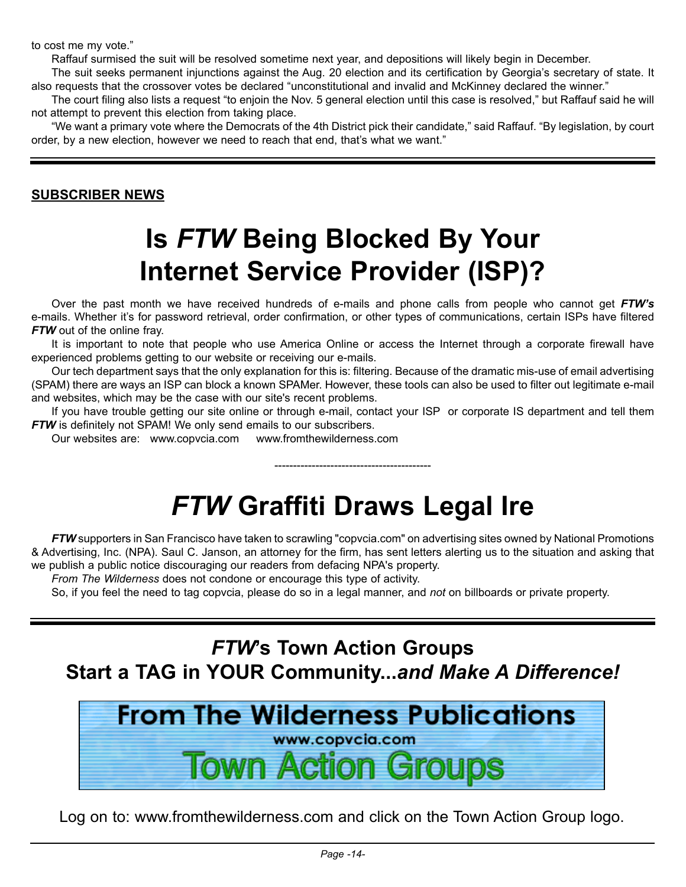to cost me my vote."

Raffauf surmised the suit will be resolved sometime next year, and depositions will likely begin in December.

The suit seeks permanent injunctions against the Aug. 20 election and its certification by Georgia's secretary of state. It also requests that the crossover votes be declared "unconstitutional and invalid and McKinney declared the winner."

The court filing also lists a request "to enjoin the Nov. 5 general election until this case is resolved," but Raffauf said he will not attempt to prevent this election from taking place.

"We want a primary vote where the Democrats of the 4th District pick their candidate," said Raffauf. "By legislation, by court order, by a new election, however we need to reach that end, that's what we want."

---

**SUBSCRIBER NEWS**

# Is *FTW* Being Blocked By Your Internet Service Provider (ISP)?

Over the past month we have received hundreds of e-mails and phone calls from people who cannot get ***FTW's*** e-mails. Whether it's for password retrieval, order confirmation, or other types of communications, certain ISPs have filtered ***FTW*** out of the online fray.

It is important to note that people who use America Online or access the Internet through a corporate firewall have experienced problems getting to our website or receiving our e-mails.

Our tech department says that the only explanation for this is: filtering. Because of the dramatic mis-use of email advertising (SPAM) there are ways an ISP can block a known SPAMer. However, these tools can also be used to filter out legitimate e-mail and websites, which may be the case with our site's recent problems.

If you have trouble getting our site online or through e-mail, contact your ISP or corporate IS department and tell them ***FTW*** is definitely not SPAM! We only send emails to our subscribers.

Our websites are: www.copvcia.com www.fromthewilderness.com

------------------------------------------

# *FTW* Graffiti Draws Legal Ire

***FTW*** supporters in San Francisco have taken to scrawling "copvcia.com" on advertising sites owned by National Promotions & Advertising, Inc. (NPA). Saul C. Janson, an attorney for the firm, has sent letters alerting us to the situation and asking that we publish a public notice discouraging our readers from defacing NPA's property.

*From The Wilderness* does not condone or encourage this type of activity.

So, if you feel the need to tag copvcia, please do so in a legal manner, and *not* on billboards or private property.

---

## *FTW*'s Town Action Groups
## Start a TAG in YOUR Community...*and Make A Difference!*

From The Wilderness Publications
www.copvcia.com
Town Action Groups

Log on to: www.fromthewilderness.com and click on the Town Action Group logo.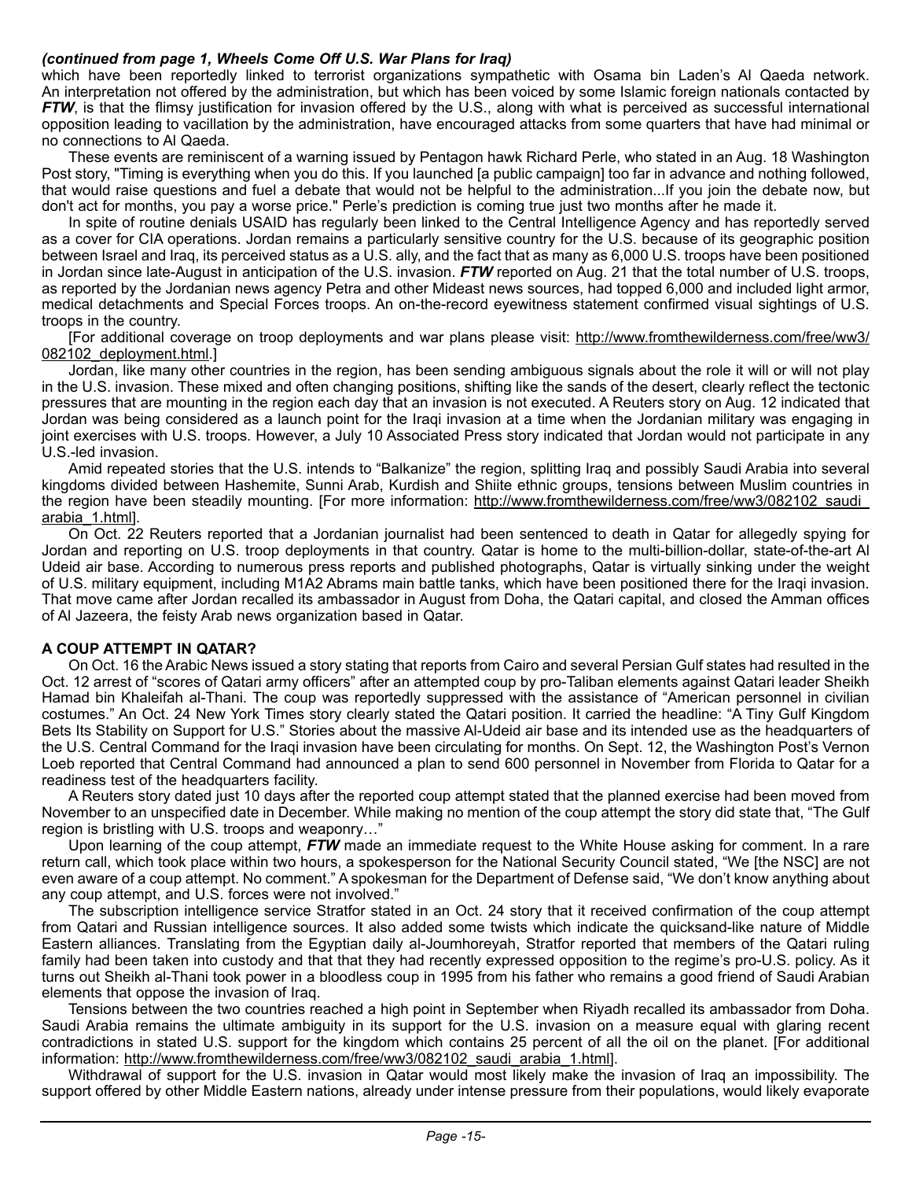*(continued from page 1, Wheels Come Off U.S. War Plans for Iraq)*

which have been reportedly linked to terrorist organizations sympathetic with Osama bin Laden's Al Qaeda network. An interpretation not offered by the administration, but which has been voiced by some Islamic foreign nationals contacted by ***FTW***, is that the flimsy justification for invasion offered by the U.S., along with what is perceived as successful international opposition leading to vacillation by the administration, have encouraged attacks from some quarters that have had minimal or no connections to Al Qaeda.

These events are reminiscent of a warning issued by Pentagon hawk Richard Perle, who stated in an Aug. 18 Washington Post story, "Timing is everything when you do this. If you launched [a public campaign] too far in advance and nothing followed, that would raise questions and fuel a debate that would not be helpful to the administration...If you join the debate now, but don't act for months, you pay a worse price." Perle's prediction is coming true just two months after he made it.

In spite of routine denials USAID has regularly been linked to the Central Intelligence Agency and has reportedly served as a cover for CIA operations. Jordan remains a particularly sensitive country for the U.S. because of its geographic position between Israel and Iraq, its perceived status as a U.S. ally, and the fact that as many as 6,000 U.S. troops have been positioned in Jordan since late-August in anticipation of the U.S. invasion. ***FTW*** reported on Aug. 21 that the total number of U.S. troops, as reported by the Jordanian news agency Petra and other Mideast news sources, had topped 6,000 and included light armor, medical detachments and Special Forces troops. An on-the-record eyewitness statement confirmed visual sightings of U.S. troops in the country.

[For additional coverage on troop deployments and war plans please visit: http://www.fromthewilderness.com/free/ww3/082102_deployment.html.]

Jordan, like many other countries in the region, has been sending ambiguous signals about the role it will or will not play in the U.S. invasion. These mixed and often changing positions, shifting like the sands of the desert, clearly reflect the tectonic pressures that are mounting in the region each day that an invasion is not executed. A Reuters story on Aug. 12 indicated that Jordan was being considered as a launch point for the Iraqi invasion at a time when the Jordanian military was engaging in joint exercises with U.S. troops. However, a July 10 Associated Press story indicated that Jordan would not participate in any U.S.-led invasion.

Amid repeated stories that the U.S. intends to "Balkanize" the region, splitting Iraq and possibly Saudi Arabia into several kingdoms divided between Hashemite, Sunni Arab, Kurdish and Shiite ethnic groups, tensions between Muslim countries in the region have been steadily mounting. [For more information: http://www.fromthewilderness.com/free/ww3/082102_saudi_arabia_1.html].

On Oct. 22 Reuters reported that a Jordanian journalist had been sentenced to death in Qatar for allegedly spying for Jordan and reporting on U.S. troop deployments in that country. Qatar is home to the multi-billion-dollar, state-of-the-art Al Udeid air base. According to numerous press reports and published photographs, Qatar is virtually sinking under the weight of U.S. military equipment, including M1A2 Abrams main battle tanks, which have been positioned there for the Iraqi invasion. That move came after Jordan recalled its ambassador in August from Doha, the Qatari capital, and closed the Amman offices of Al Jazeera, the feisty Arab news organization based in Qatar.

**A COUP ATTEMPT IN QATAR?**

On Oct. 16 the Arabic News issued a story stating that reports from Cairo and several Persian Gulf states had resulted in the Oct. 12 arrest of "scores of Qatari army officers" after an attempted coup by pro-Taliban elements against Qatari leader Sheikh Hamad bin Khaleifah al-Thani. The coup was reportedly suppressed with the assistance of "American personnel in civilian costumes." An Oct. 24 New York Times story clearly stated the Qatari position. It carried the headline: "A Tiny Gulf Kingdom Bets Its Stability on Support for U.S." Stories about the massive Al-Udeid air base and its intended use as the headquarters of the U.S. Central Command for the Iraqi invasion have been circulating for months. On Sept. 12, the Washington Post's Vernon Loeb reported that Central Command had announced a plan to send 600 personnel in November from Florida to Qatar for a readiness test of the headquarters facility.

A Reuters story dated just 10 days after the reported coup attempt stated that the planned exercise had been moved from November to an unspecified date in December. While making no mention of the coup attempt the story did state that, "The Gulf region is bristling with U.S. troops and weaponry…"

Upon learning of the coup attempt, ***FTW*** made an immediate request to the White House asking for comment. In a rare return call, which took place within two hours, a spokesperson for the National Security Council stated, "We [the NSC] are not even aware of a coup attempt. No comment." A spokesman for the Department of Defense said, "We don't know anything about any coup attempt, and U.S. forces were not involved."

The subscription intelligence service Stratfor stated in an Oct. 24 story that it received confirmation of the coup attempt from Qatari and Russian intelligence sources. It also added some twists which indicate the quicksand-like nature of Middle Eastern alliances. Translating from the Egyptian daily al-Joumhoreyah, Stratfor reported that members of the Qatari ruling family had been taken into custody and that that they had recently expressed opposition to the regime's pro-U.S. policy. As it turns out Sheikh al-Thani took power in a bloodless coup in 1995 from his father who remains a good friend of Saudi Arabian elements that oppose the invasion of Iraq.

Tensions between the two countries reached a high point in September when Riyadh recalled its ambassador from Doha. Saudi Arabia remains the ultimate ambiguity in its support for the U.S. invasion on a measure equal with glaring recent contradictions in stated U.S. support for the kingdom which contains 25 percent of all the oil on the planet. [For additional information: http://www.fromthewilderness.com/free/ww3/082102_saudi_arabia_1.html].

Withdrawal of support for the U.S. invasion in Qatar would most likely make the invasion of Iraq an impossibility. The support offered by other Middle Eastern nations, already under intense pressure from their populations, would likely evaporate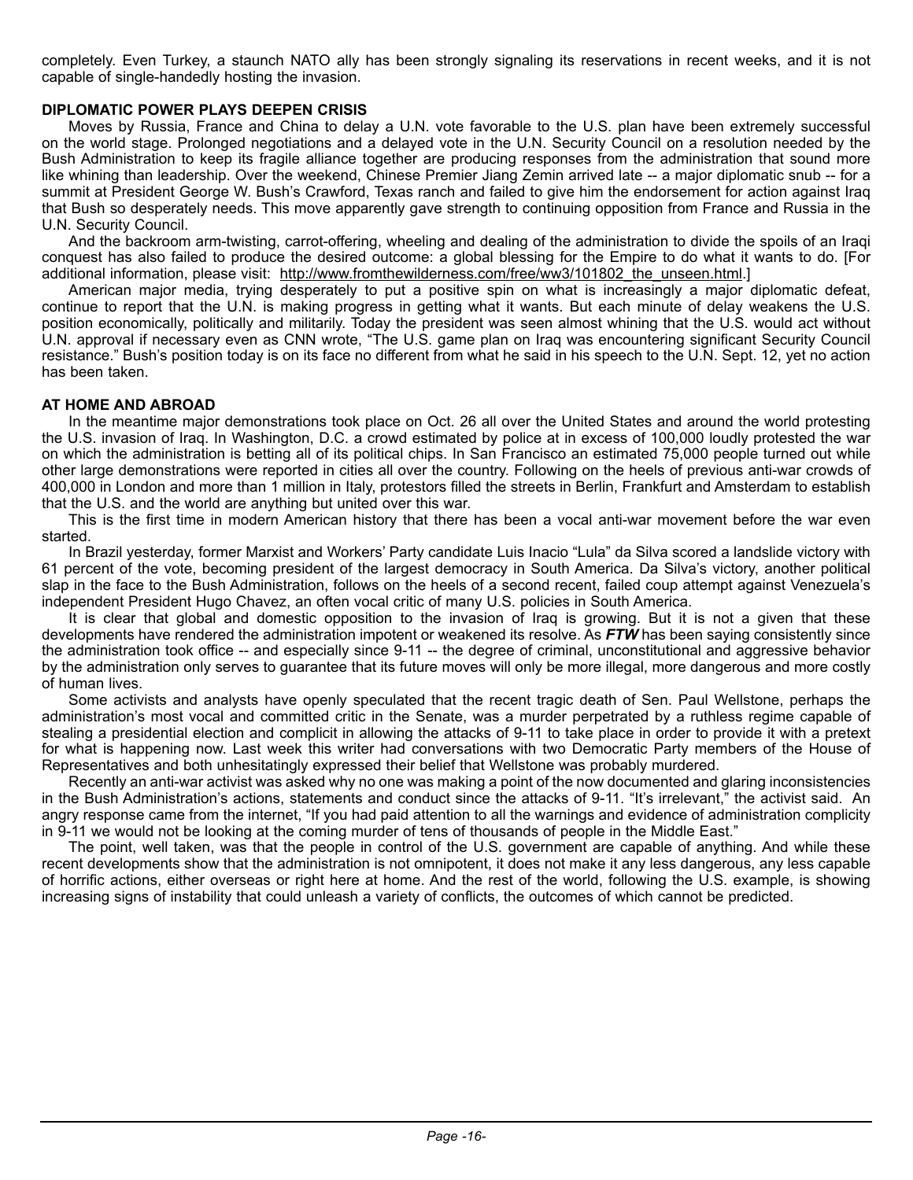completely. Even Turkey, a staunch NATO ally has been strongly signaling its reservations in recent weeks, and it is not capable of single-handedly hosting the invasion.

**DIPLOMATIC POWER PLAYS DEEPEN CRISIS**

Moves by Russia, France and China to delay a U.N. vote favorable to the U.S. plan have been extremely successful on the world stage. Prolonged negotiations and a delayed vote in the U.N. Security Council on a resolution needed by the Bush Administration to keep its fragile alliance together are producing responses from the administration that sound more like whining than leadership. Over the weekend, Chinese Premier Jiang Zemin arrived late -- a major diplomatic snub -- for a summit at President George W. Bush's Crawford, Texas ranch and failed to give him the endorsement for action against Iraq that Bush so desperately needs. This move apparently gave strength to continuing opposition from France and Russia in the U.N. Security Council.

And the backroom arm-twisting, carrot-offering, wheeling and dealing of the administration to divide the spoils of an Iraqi conquest has also failed to produce the desired outcome: a global blessing for the Empire to do what it wants to do. [For additional information, please visit: http://www.fromthewilderness.com/free/ww3/101802_the_unseen.html.]

American major media, trying desperately to put a positive spin on what is increasingly a major diplomatic defeat, continue to report that the U.N. is making progress in getting what it wants. But each minute of delay weakens the U.S. position economically, politically and militarily. Today the president was seen almost whining that the U.S. would act without U.N. approval if necessary even as CNN wrote, "The U.S. game plan on Iraq was encountering significant Security Council resistance." Bush's position today is on its face no different from what he said in his speech to the U.N. Sept. 12, yet no action has been taken.

**AT HOME AND ABROAD**

In the meantime major demonstrations took place on Oct. 26 all over the United States and around the world protesting the U.S. invasion of Iraq. In Washington, D.C. a crowd estimated by police at in excess of 100,000 loudly protested the war on which the administration is betting all of its political chips. In San Francisco an estimated 75,000 people turned out while other large demonstrations were reported in cities all over the country. Following on the heels of previous anti-war crowds of 400,000 in London and more than 1 million in Italy, protestors filled the streets in Berlin, Frankfurt and Amsterdam to establish that the U.S. and the world are anything but united over this war.

This is the first time in modern American history that there has been a vocal anti-war movement before the war even started.

In Brazil yesterday, former Marxist and Workers' Party candidate Luis Inacio "Lula" da Silva scored a landslide victory with 61 percent of the vote, becoming president of the largest democracy in South America. Da Silva's victory, another political slap in the face to the Bush Administration, follows on the heels of a second recent, failed coup attempt against Venezuela's independent President Hugo Chavez, an often vocal critic of many U.S. policies in South America.

It is clear that global and domestic opposition to the invasion of Iraq is growing. But it is not a given that these developments have rendered the administration impotent or weakened its resolve. As ***FTW*** has been saying consistently since the administration took office -- and especially since 9-11 -- the degree of criminal, unconstitutional and aggressive behavior by the administration only serves to guarantee that its future moves will only be more illegal, more dangerous and more costly of human lives.

Some activists and analysts have openly speculated that the recent tragic death of Sen. Paul Wellstone, perhaps the administration's most vocal and committed critic in the Senate, was a murder perpetrated by a ruthless regime capable of stealing a presidential election and complicit in allowing the attacks of 9-11 to take place in order to provide it with a pretext for what is happening now. Last week this writer had conversations with two Democratic Party members of the House of Representatives and both unhesitatingly expressed their belief that Wellstone was probably murdered.

Recently an anti-war activist was asked why no one was making a point of the now documented and glaring inconsistencies in the Bush Administration's actions, statements and conduct since the attacks of 9-11. "It's irrelevant," the activist said. An angry response came from the internet, "If you had paid attention to all the warnings and evidence of administration complicity in 9-11 we would not be looking at the coming murder of tens of thousands of people in the Middle East."

The point, well taken, was that the people in control of the U.S. government are capable of anything. And while these recent developments show that the administration is not omnipotent, it does not make it any less dangerous, any less capable of horrific actions, either overseas or right here at home. And the rest of the world, following the U.S. example, is showing increasing signs of instability that could unleash a variety of conflicts, the outcomes of which cannot be predicted.